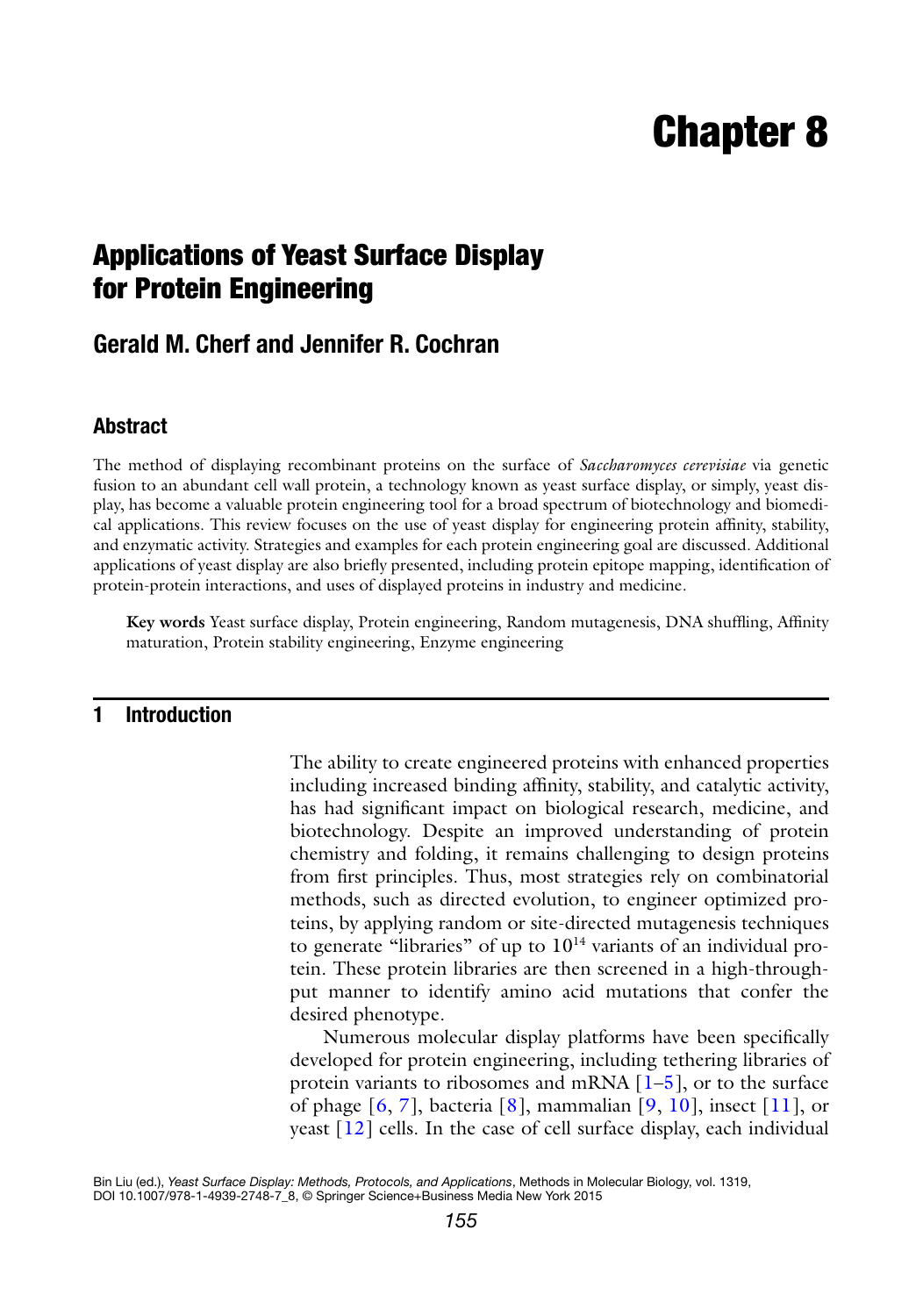# Chapter 8

# Applications of Yeast Surface Display for Protein Engineering

## Gerald M. Cherf and Jennifer R. Cochran

### Abstract

The method of displaying recombinant proteins on the surface of *Saccharomyces cerevisiae* via genetic fusion to an abundant cell wall protein, a technology known as yeast surface display, or simply, yeast display, has become a valuable protein engineering tool for a broad spectrum of biotechnology and biomedical applications. This review focuses on the use of yeast display for engineering protein affinity, stability, and enzymatic activity. Strategies and examples for each protein engineering goal are discussed. Additional applications of yeast display are also briefly presented, including protein epitope mapping, identification of protein-protein interactions, and uses of displayed proteins in industry and medicine.

**Key words** Yeast surface display, Protein engineering, Random mutagenesis, DNA shuffling, Affinity maturation, Protein stability engineering, Enzyme engineering

## 1 Introduction

The ability to create engineered proteins with enhanced properties including increased binding affinity, stability, and catalytic activity, has had significant impact on biological research, medicine, and biotechnology. Despite an improved understanding of protein chemistry and folding, it remains challenging to design proteins from first principles. Thus, most strategies rely on combinatorial methods, such as directed evolution, to engineer optimized proteins, by applying random or site-directed mutagenesis techniques to generate "libraries" of up to $10^{14}$ variants of an individual protein. These protein libraries are then screened in a high-throughput manner to identify amino acid mutations that confer the desired phenotype.

Numerous molecular display platforms have been specifically developed for protein engineering, including tethering libraries of protein variants to ribosomes and mRNA [1–5], or to the surface of phage [6, 7], bacteria [8], mammalian [9, 10], insect [11], or yeast [12] cells. In the case of cell surface display, each individual

Bin Liu (ed.), *Yeast Surface Display: Methods, Protocols, and Applications*, Methods in Molecular Biology, vol. 1319, DOI 10.1007/978-1-4939-2748-7_8, © Springer Science+Business Media New York 2015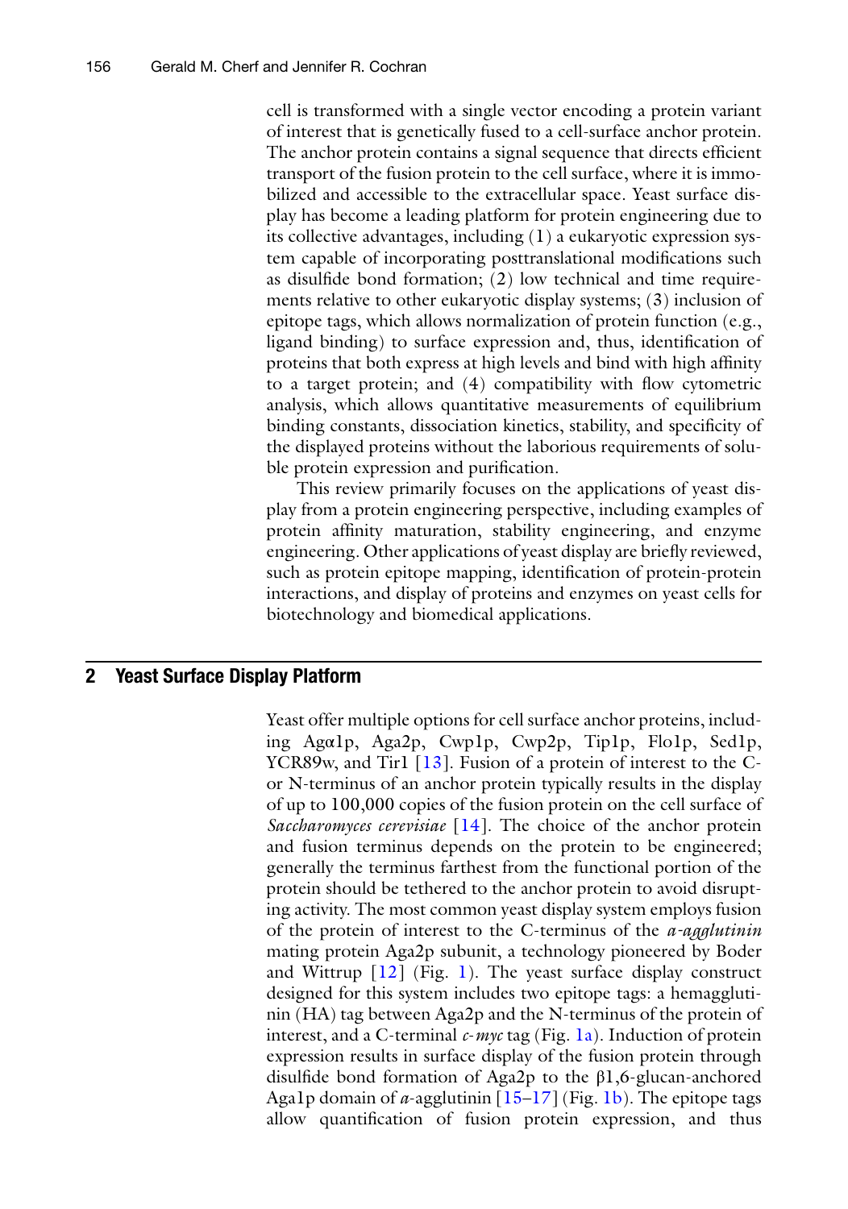cell is transformed with a single vector encoding a protein variant of interest that is genetically fused to a cell-surface anchor protein. The anchor protein contains a signal sequence that directs efficient transport of the fusion protein to the cell surface, where it is immobilized and accessible to the extracellular space. Yeast surface display has become a leading platform for protein engineering due to its collective advantages, including (1) a eukaryotic expression system capable of incorporating posttranslational modifications such as disulfide bond formation; (2) low technical and time requirements relative to other eukaryotic display systems; (3) inclusion of epitope tags, which allows normalization of protein function (e.g., ligand binding) to surface expression and, thus, identification of proteins that both express at high levels and bind with high affinity to a target protein; and (4) compatibility with flow cytometric analysis, which allows quantitative measurements of equilibrium binding constants, dissociation kinetics, stability, and specificity of the displayed proteins without the laborious requirements of soluble protein expression and purification.

This review primarily focuses on the applications of yeast display from a protein engineering perspective, including examples of protein affinity maturation, stability engineering, and enzyme engineering. Other applications of yeast display are briefly reviewed, such as protein epitope mapping, identification of protein-protein interactions, and display of proteins and enzymes on yeast cells for biotechnology and biomedical applications.

## 2 Yeast Surface Display Platform

Yeast offer multiple options for cell surface anchor proteins, including Agα1p, Aga2p, Cwp1p, Cwp2p, Tip1p, Flo1p, Sed1p, YCR89w, and Tir1 [13]. Fusion of a protein of interest to the C- or N-terminus of an anchor protein typically results in the display of up to 100,000 copies of the fusion protein on the cell surface of *Saccharomyces cerevisiae* [14]. The choice of the anchor protein and fusion terminus depends on the protein to be engineered; generally the terminus farthest from the functional portion of the protein should be tethered to the anchor protein to avoid disrupting activity. The most common yeast display system employs fusion of the protein of interest to the C-terminus of the *a-agglutinin* mating protein Aga2p subunit, a technology pioneered by Boder and Wittrup [12] (Fig. 1). The yeast surface display construct designed for this system includes two epitope tags: a hemagglutinin (HA) tag between Aga2p and the N-terminus of the protein of interest, and a C-terminal *c-myc* tag (Fig. 1a). Induction of protein expression results in surface display of the fusion protein through disulfide bond formation of Aga2p to the β1,6-glucan-anchored Aga1p domain of *a*-agglutinin [15–17] (Fig. 1b). The epitope tags allow quantification of fusion protein expression, and thus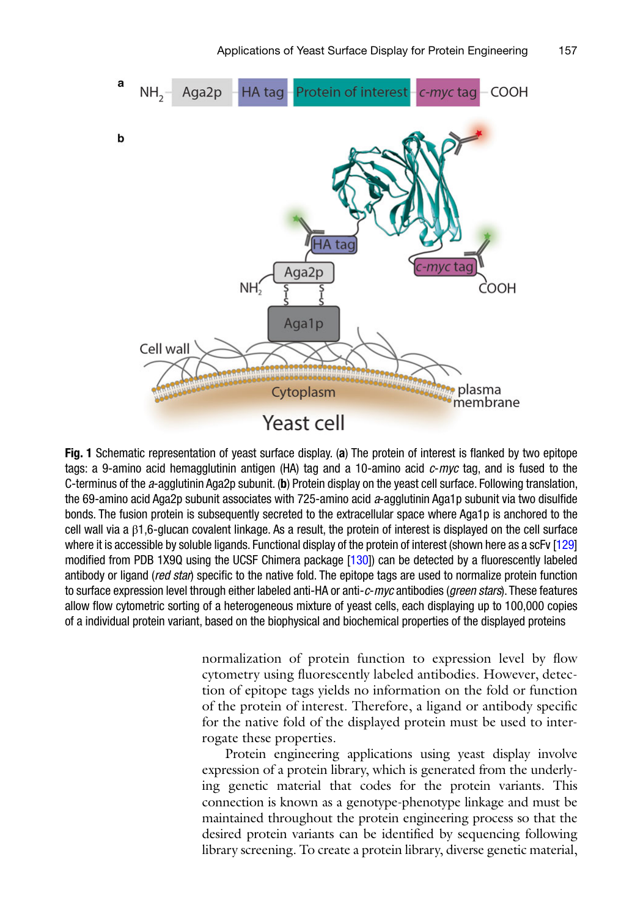**Fig. 1** Schematic representation of yeast surface display. (**a**) The protein of interest is flanked by two epitope tags: a 9-amino acid hemagglutinin antigen (HA) tag and a 10-amino acid *c-myc* tag, and is fused to the C-terminus of the *a*-agglutinin Aga2p subunit. (**b**) Protein display on the yeast cell surface. Following translation, the 69-amino acid Aga2p subunit associates with 725-amino acid *a*-agglutinin Aga1p subunit via two disulfide bonds. The fusion protein is subsequently secreted to the extracellular space where Aga1p is anchored to the cell wall via a β1,6-glucan covalent linkage. As a result, the protein of interest is displayed on the cell surface where it is accessible by soluble ligands. Functional display of the protein of interest (shown here as a scFv [129] modified from PDB 1X9Q using the UCSF Chimera package [130]) can be detected by a fluorescently labeled antibody or ligand (*red star*) specific to the native fold. The epitope tags are used to normalize protein function to surface expression level through either labeled anti-HA or anti-*c-myc* antibodies (*green stars*). These features allow flow cytometric sorting of a heterogeneous mixture of yeast cells, each displaying up to 100,000 copies of a individual protein variant, based on the biophysical and biochemical properties of the displayed proteins

normalization of protein function to expression level by flow cytometry using fluorescently labeled antibodies. However, detection of epitope tags yields no information on the fold or function of the protein of interest. Therefore, a ligand or antibody specific for the native fold of the displayed protein must be used to interrogate these properties.

Protein engineering applications using yeast display involve expression of a protein library, which is generated from the underlying genetic material that codes for the protein variants. This connection is known as a genotype-phenotype linkage and must be maintained throughout the protein engineering process so that the desired protein variants can be identified by sequencing following library screening. To create a protein library, diverse genetic material,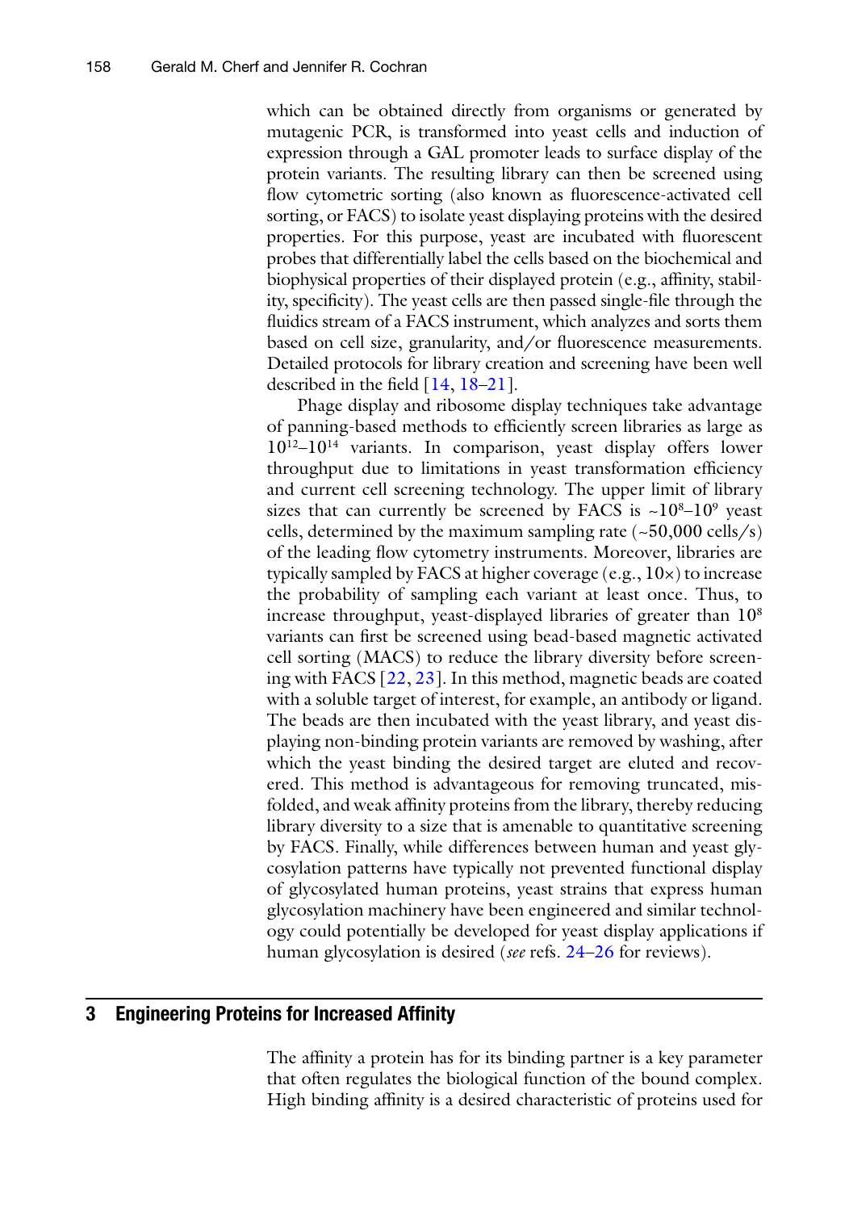which can be obtained directly from organisms or generated by mutagenic PCR, is transformed into yeast cells and induction of expression through a GAL promoter leads to surface display of the protein variants. The resulting library can then be screened using flow cytometric sorting (also known as fluorescence-activated cell sorting, or FACS) to isolate yeast displaying proteins with the desired properties. For this purpose, yeast are incubated with fluorescent probes that differentially label the cells based on the biochemical and biophysical properties of their displayed protein (e.g., affinity, stability, specificity). The yeast cells are then passed single-file through the fluidics stream of a FACS instrument, which analyzes and sorts them based on cell size, granularity, and/or fluorescence measurements. Detailed protocols for library creation and screening have been well described in the field [14, 18–21].

Phage display and ribosome display techniques take advantage of panning-based methods to efficiently screen libraries as large as $10^{12}$–$10^{14}$ variants. In comparison, yeast display offers lower throughput due to limitations in yeast transformation efficiency and current cell screening technology. The upper limit of library sizes that can currently be screened by FACS is ~$10^{8}$–$10^{9}$ yeast cells, determined by the maximum sampling rate (~50,000 cells/s) of the leading flow cytometry instruments. Moreover, libraries are typically sampled by FACS at higher coverage (e.g., 10×) to increase the probability of sampling each variant at least once. Thus, to increase throughput, yeast-displayed libraries of greater than $10^{8}$ variants can first be screened using bead-based magnetic activated cell sorting (MACS) to reduce the library diversity before screening with FACS [22, 23]. In this method, magnetic beads are coated with a soluble target of interest, for example, an antibody or ligand. The beads are then incubated with the yeast library, and yeast displaying non-binding protein variants are removed by washing, after which the yeast binding the desired target are eluted and recovered. This method is advantageous for removing truncated, misfolded, and weak affinity proteins from the library, thereby reducing library diversity to a size that is amenable to quantitative screening by FACS. Finally, while differences between human and yeast glycosylation patterns have typically not prevented functional display of glycosylated human proteins, yeast strains that express human glycosylation machinery have been engineered and similar technology could potentially be developed for yeast display applications if human glycosylation is desired (*see* refs. 24–26 for reviews).

## 3 Engineering Proteins for Increased Affinity

The affinity a protein has for its binding partner is a key parameter that often regulates the biological function of the bound complex. High binding affinity is a desired characteristic of proteins used for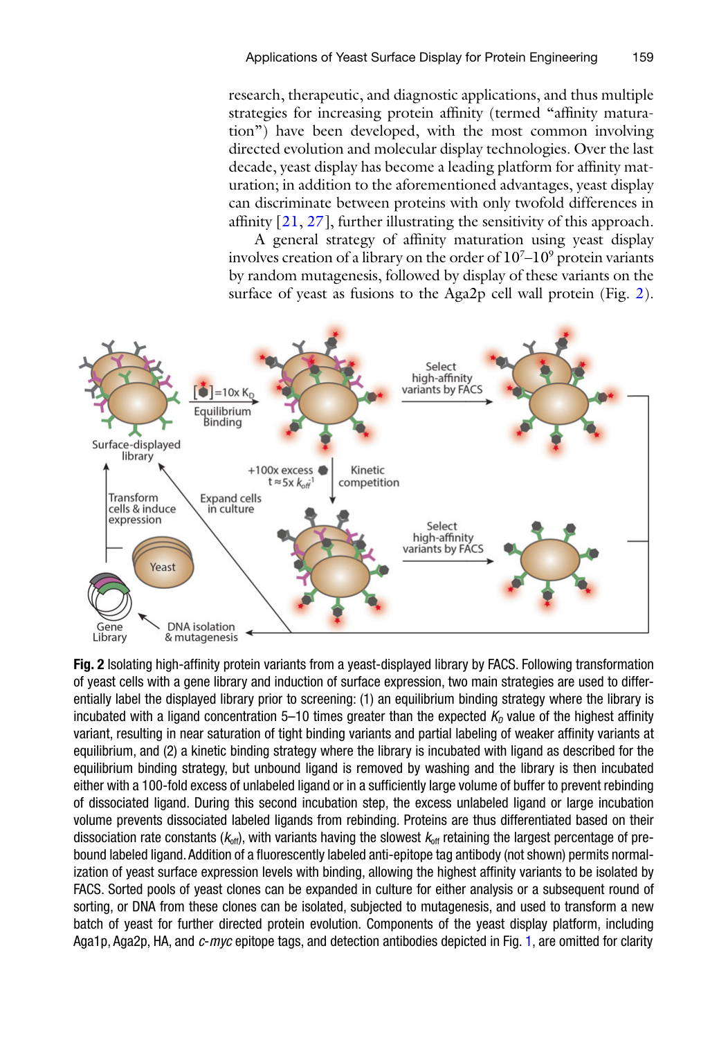research, therapeutic, and diagnostic applications, and thus multiple strategies for increasing protein affinity (termed "affinity maturation") have been developed, with the most common involving directed evolution and molecular display technologies. Over the last decade, yeast display has become a leading platform for affinity maturation; in addition to the aforementioned advantages, yeast display can discriminate between proteins with only twofold differences in affinity [21, 27], further illustrating the sensitivity of this approach.

A general strategy of affinity maturation using yeast display involves creation of a library on the order of $10^7$–$10^9$ protein variants by random mutagenesis, followed by display of these variants on the surface of yeast as fusions to the Aga2p cell wall protein (Fig. 2).

**Fig. 2** Isolating high-affinity protein variants from a yeast-displayed library by FACS. Following transformation of yeast cells with a gene library and induction of surface expression, two main strategies are used to differentially label the displayed library prior to screening: (1) an equilibrium binding strategy where the library is incubated with a ligand concentration 5–10 times greater than the expected $K_D$ value of the highest affinity variant, resulting in near saturation of tight binding variants and partial labeling of weaker affinity variants at equilibrium, and (2) a kinetic binding strategy where the library is incubated with ligand as described for the equilibrium binding strategy, but unbound ligand is removed by washing and the library is then incubated either with a 100-fold excess of unlabeled ligand or in a sufficiently large volume of buffer to prevent rebinding of dissociated ligand. During this second incubation step, the excess unlabeled ligand or large incubation volume prevents dissociated labeled ligands from rebinding. Proteins are thus differentiated based on their dissociation rate constants ($k_{off}$), with variants having the slowest $k_{off}$ retaining the largest percentage of prebound labeled ligand. Addition of a fluorescently labeled anti-epitope tag antibody (not shown) permits normalization of yeast surface expression levels with binding, allowing the highest affinity variants to be isolated by FACS. Sorted pools of yeast clones can be expanded in culture for either analysis or a subsequent round of sorting, or DNA from these clones can be isolated, subjected to mutagenesis, and used to transform a new batch of yeast for further directed protein evolution. Components of the yeast display platform, including Aga1p, Aga2p, HA, and *c-myc* epitope tags, and detection antibodies depicted in Fig. 1, are omitted for clarity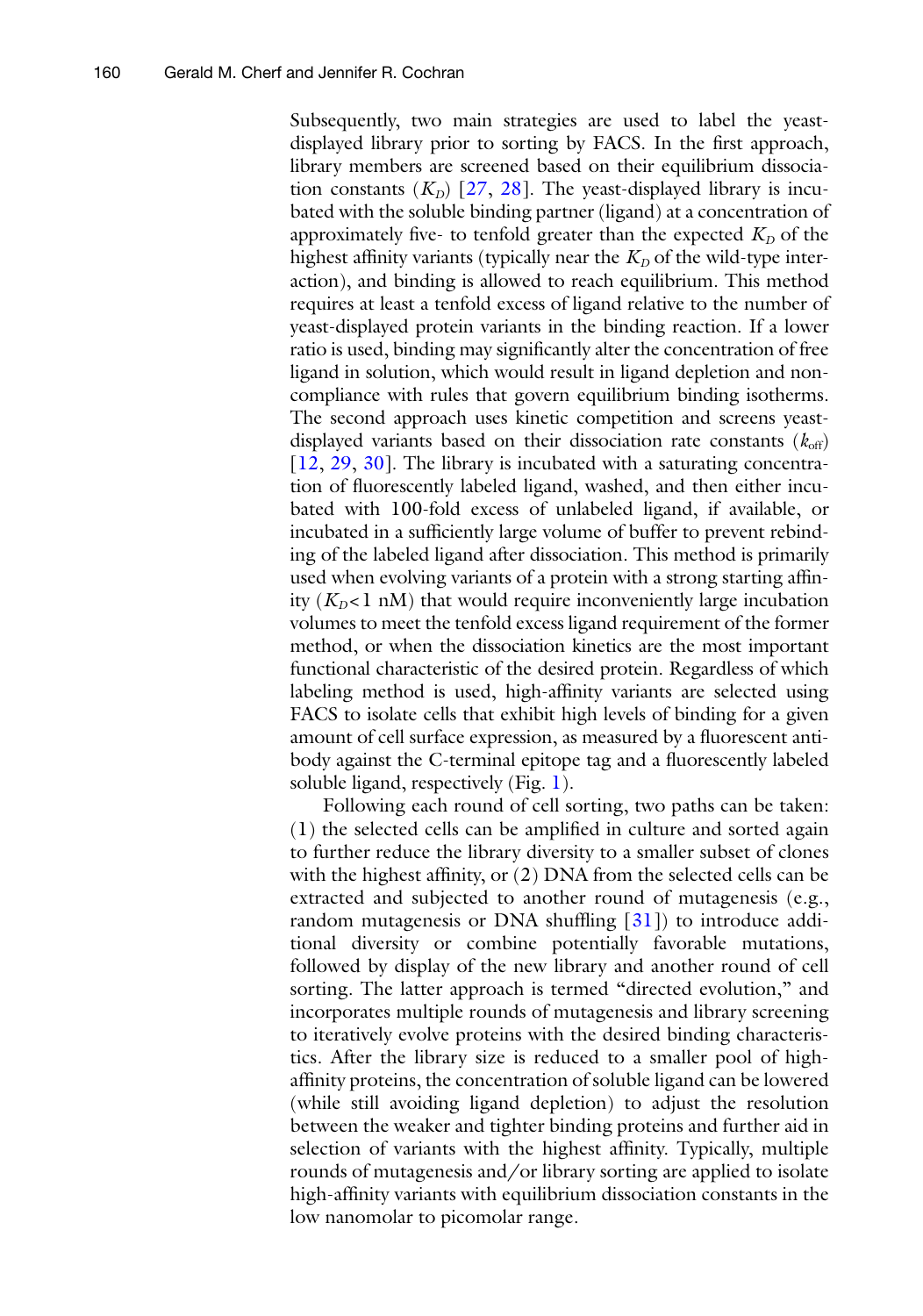Subsequently, two main strategies are used to label the yeast-displayed library prior to sorting by FACS. In the first approach, library members are screened based on their equilibrium dissociation constants ($K_D$) [27, 28]. The yeast-displayed library is incubated with the soluble binding partner (ligand) at a concentration of approximately five- to tenfold greater than the expected $K_D$ of the highest affinity variants (typically near the $K_D$ of the wild-type interaction), and binding is allowed to reach equilibrium. This method requires at least a tenfold excess of ligand relative to the number of yeast-displayed protein variants in the binding reaction. If a lower ratio is used, binding may significantly alter the concentration of free ligand in solution, which would result in ligand depletion and noncompliance with rules that govern equilibrium binding isotherms. The second approach uses kinetic competition and screens yeast-displayed variants based on their dissociation rate constants ($k_{off}$) [12, 29, 30]. The library is incubated with a saturating concentration of fluorescently labeled ligand, washed, and then either incubated with 100-fold excess of unlabeled ligand, if available, or incubated in a sufficiently large volume of buffer to prevent rebinding of the labeled ligand after dissociation. This method is primarily used when evolving variants of a protein with a strong starting affinity ($K_D$< 1 nM) that would require inconveniently large incubation volumes to meet the tenfold excess ligand requirement of the former method, or when the dissociation kinetics are the most important functional characteristic of the desired protein. Regardless of which labeling method is used, high-affinity variants are selected using FACS to isolate cells that exhibit high levels of binding for a given amount of cell surface expression, as measured by a fluorescent antibody against the C-terminal epitope tag and a fluorescently labeled soluble ligand, respectively (Fig. 1).

Following each round of cell sorting, two paths can be taken: (1) the selected cells can be amplified in culture and sorted again to further reduce the library diversity to a smaller subset of clones with the highest affinity, or (2) DNA from the selected cells can be extracted and subjected to another round of mutagenesis (e.g., random mutagenesis or DNA shuffling [31]) to introduce additional diversity or combine potentially favorable mutations, followed by display of the new library and another round of cell sorting. The latter approach is termed "directed evolution," and incorporates multiple rounds of mutagenesis and library screening to iteratively evolve proteins with the desired binding characteristics. After the library size is reduced to a smaller pool of high-affinity proteins, the concentration of soluble ligand can be lowered (while still avoiding ligand depletion) to adjust the resolution between the weaker and tighter binding proteins and further aid in selection of variants with the highest affinity. Typically, multiple rounds of mutagenesis and/or library sorting are applied to isolate high-affinity variants with equilibrium dissociation constants in the low nanomolar to picomolar range.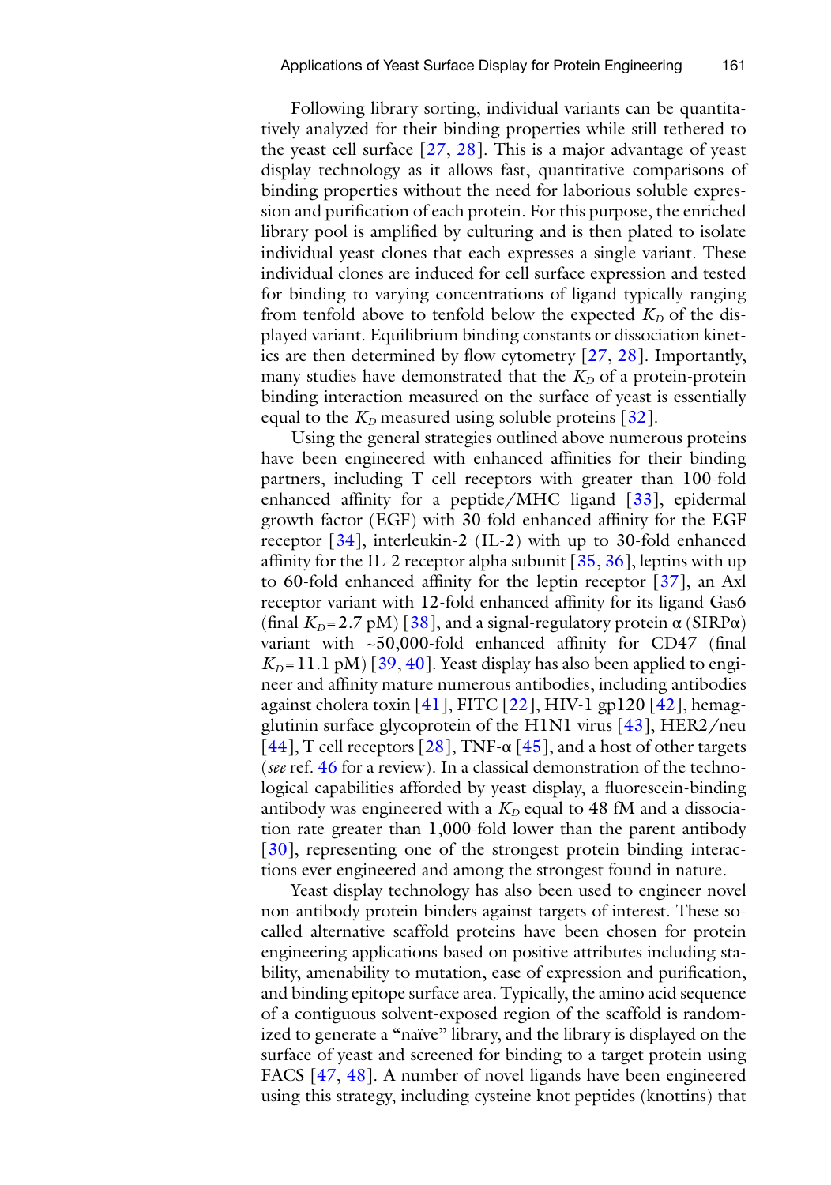Following library sorting, individual variants can be quantitatively analyzed for their binding properties while still tethered to the yeast cell surface [27, 28]. This is a major advantage of yeast display technology as it allows fast, quantitative comparisons of binding properties without the need for laborious soluble expression and purification of each protein. For this purpose, the enriched library pool is amplified by culturing and is then plated to isolate individual yeast clones that each expresses a single variant. These individual clones are induced for cell surface expression and tested for binding to varying concentrations of ligand typically ranging from tenfold above to tenfold below the expected $K_D$ of the displayed variant. Equilibrium binding constants or dissociation kinetics are then determined by flow cytometry [27, 28]. Importantly, many studies have demonstrated that the $K_D$ of a protein-protein binding interaction measured on the surface of yeast is essentially equal to the $K_D$ measured using soluble proteins [32].

Using the general strategies outlined above numerous proteins have been engineered with enhanced affinities for their binding partners, including T cell receptors with greater than 100-fold enhanced affinity for a peptide/MHC ligand [33], epidermal growth factor (EGF) with 30-fold enhanced affinity for the EGF receptor [34], interleukin-2 (IL-2) with up to 30-fold enhanced affinity for the IL-2 receptor alpha subunit [35, 36], leptins with up to 60-fold enhanced affinity for the leptin receptor [37], an Axl receptor variant with 12-fold enhanced affinity for its ligand Gas6 (final $K_D$ = 2.7 pM) [38], and a signal-regulatory protein α (SIRPα) variant with ~50,000-fold enhanced affinity for CD47 (final $K_D$ = 11.1 pM) [39, 40]. Yeast display has also been applied to engineer and affinity mature numerous antibodies, including antibodies against cholera toxin [41], FITC [22], HIV-1 gp120 [42], hemagglutinin surface glycoprotein of the H1N1 virus [43], HER2/neu [44], T cell receptors [28], TNF-α [45], and a host of other targets (*see* ref. 46 for a review). In a classical demonstration of the technological capabilities afforded by yeast display, a fluorescein-binding antibody was engineered with a $K_D$ equal to 48 fM and a dissociation rate greater than 1,000-fold lower than the parent antibody [30], representing one of the strongest protein binding interactions ever engineered and among the strongest found in nature.

Yeast display technology has also been used to engineer novel non-antibody protein binders against targets of interest. These so-called alternative scaffold proteins have been chosen for protein engineering applications based on positive attributes including stability, amenability to mutation, ease of expression and purification, and binding epitope surface area. Typically, the amino acid sequence of a contiguous solvent-exposed region of the scaffold is randomized to generate a "naïve" library, and the library is displayed on the surface of yeast and screened for binding to a target protein using FACS [47, 48]. A number of novel ligands have been engineered using this strategy, including cysteine knot peptides (knottins) that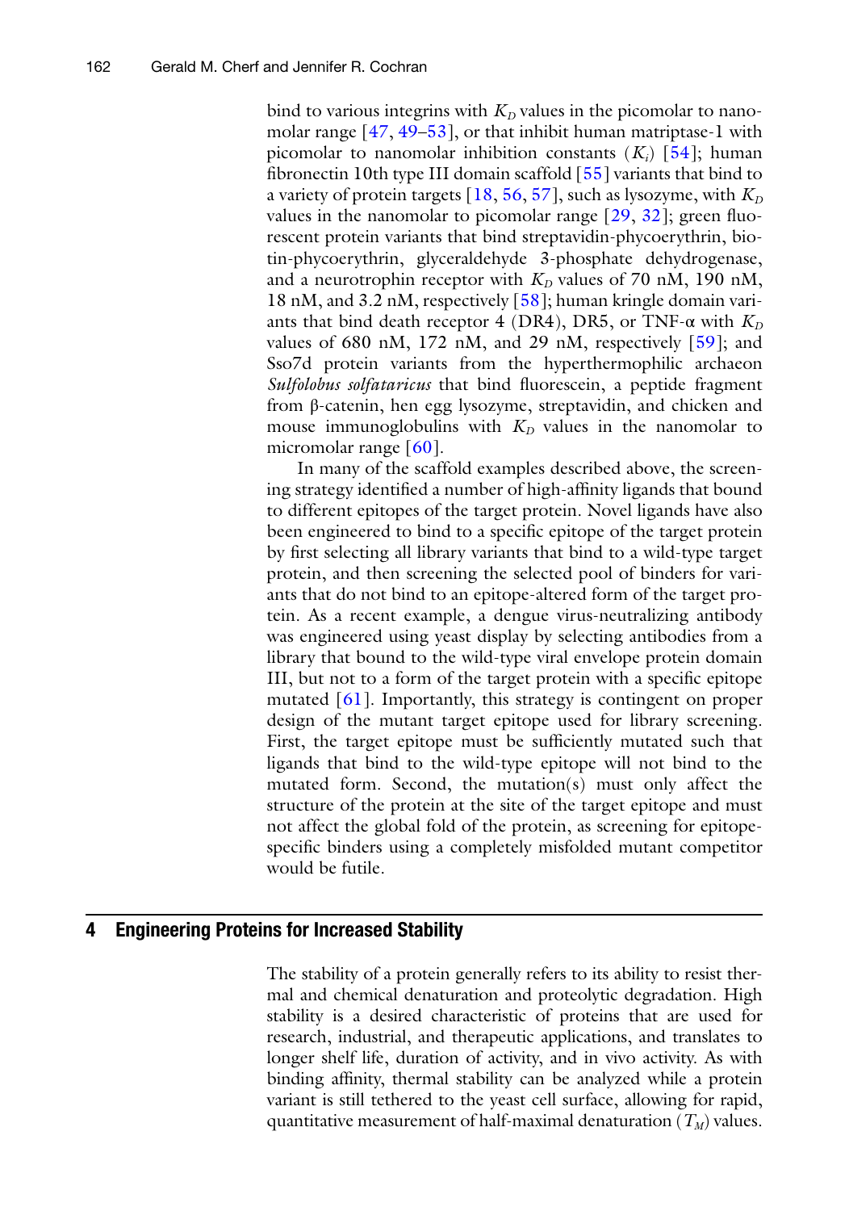bind to various integrins with $K_D$ values in the picomolar to nanomolar range [47, 49–53], or that inhibit human matriptase-1 with picomolar to nanomolar inhibition constants ($K_i$) [54]; human fibronectin 10th type III domain scaffold [55] variants that bind to a variety of protein targets [18, 56, 57], such as lysozyme, with $K_D$ values in the nanomolar to picomolar range [29, 32]; green fluorescent protein variants that bind streptavidin-phycoerythrin, biotin-phycoerythrin, glyceraldehyde 3-phosphate dehydrogenase, and a neurotrophin receptor with $K_D$ values of 70 nM, 190 nM, 18 nM, and 3.2 nM, respectively [58]; human kringle domain variants that bind death receptor 4 (DR4), DR5, or TNF-α with $K_D$ values of 680 nM, 172 nM, and 29 nM, respectively [59]; and Sso7d protein variants from the hyperthermophilic archaeon *Sulfolobus solfataricus* that bind fluorescein, a peptide fragment from β-catenin, hen egg lysozyme, streptavidin, and chicken and mouse immunoglobulins with $K_D$ values in the nanomolar to micromolar range [60].

In many of the scaffold examples described above, the screening strategy identified a number of high-affinity ligands that bound to different epitopes of the target protein. Novel ligands have also been engineered to bind to a specific epitope of the target protein by first selecting all library variants that bind to a wild-type target protein, and then screening the selected pool of binders for variants that do not bind to an epitope-altered form of the target protein. As a recent example, a dengue virus-neutralizing antibody was engineered using yeast display by selecting antibodies from a library that bound to the wild-type viral envelope protein domain III, but not to a form of the target protein with a specific epitope mutated [61]. Importantly, this strategy is contingent on proper design of the mutant target epitope used for library screening. First, the target epitope must be sufficiently mutated such that ligands that bind to the wild-type epitope will not bind to the mutated form. Second, the mutation(s) must only affect the structure of the protein at the site of the target epitope and must not affect the global fold of the protein, as screening for epitope-specific binders using a completely misfolded mutant competitor would be futile.

## 4 Engineering Proteins for Increased Stability

The stability of a protein generally refers to its ability to resist thermal and chemical denaturation and proteolytic degradation. High stability is a desired characteristic of proteins that are used for research, industrial, and therapeutic applications, and translates to longer shelf life, duration of activity, and in vivo activity. As with binding affinity, thermal stability can be analyzed while a protein variant is still tethered to the yeast cell surface, allowing for rapid, quantitative measurement of half-maximal denaturation ($T_M$) values.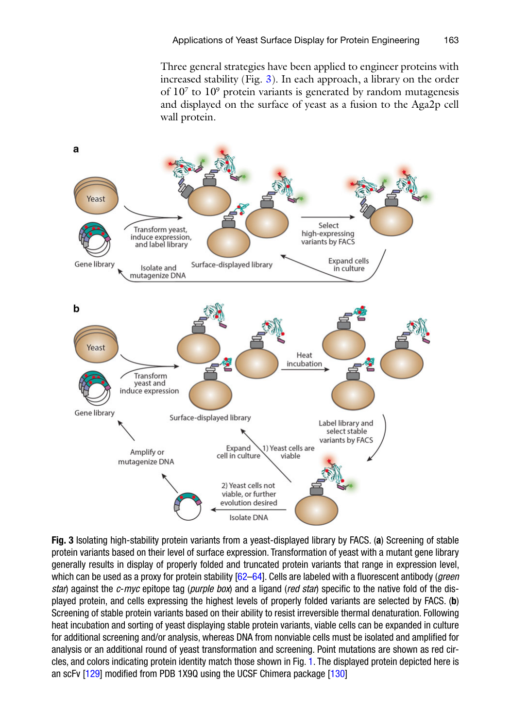Three general strategies have been applied to engineer proteins with increased stability (Fig. 3). In each approach, a library on the order of $10^7$ to $10^9$ protein variants is generated by random mutagenesis and displayed on the surface of yeast as a fusion to the Aga2p cell wall protein.

**Fig. 3** Isolating high-stability protein variants from a yeast-displayed library by FACS. (**a**) Screening of stable protein variants based on their level of surface expression. Transformation of yeast with a mutant gene library generally results in display of properly folded and truncated protein variants that range in expression level, which can be used as a proxy for protein stability [62–64]. Cells are labeled with a fluorescent antibody (*green star*) against the *c-myc* epitope tag (*purple box*) and a ligand (*red star*) specific to the native fold of the displayed protein, and cells expressing the highest levels of properly folded variants are selected by FACS. (**b**) Screening of stable protein variants based on their ability to resist irreversible thermal denaturation. Following heat incubation and sorting of yeast displaying stable protein variants, viable cells can be expanded in culture for additional screening and/or analysis, whereas DNA from nonviable cells must be isolated and amplified for analysis or an additional round of yeast transformation and screening. Point mutations are shown as red circles, and colors indicating protein identity match those shown in Fig. 1. The displayed protein depicted here is an scFv [129] modified from PDB 1X9Q using the UCSF Chimera package [130]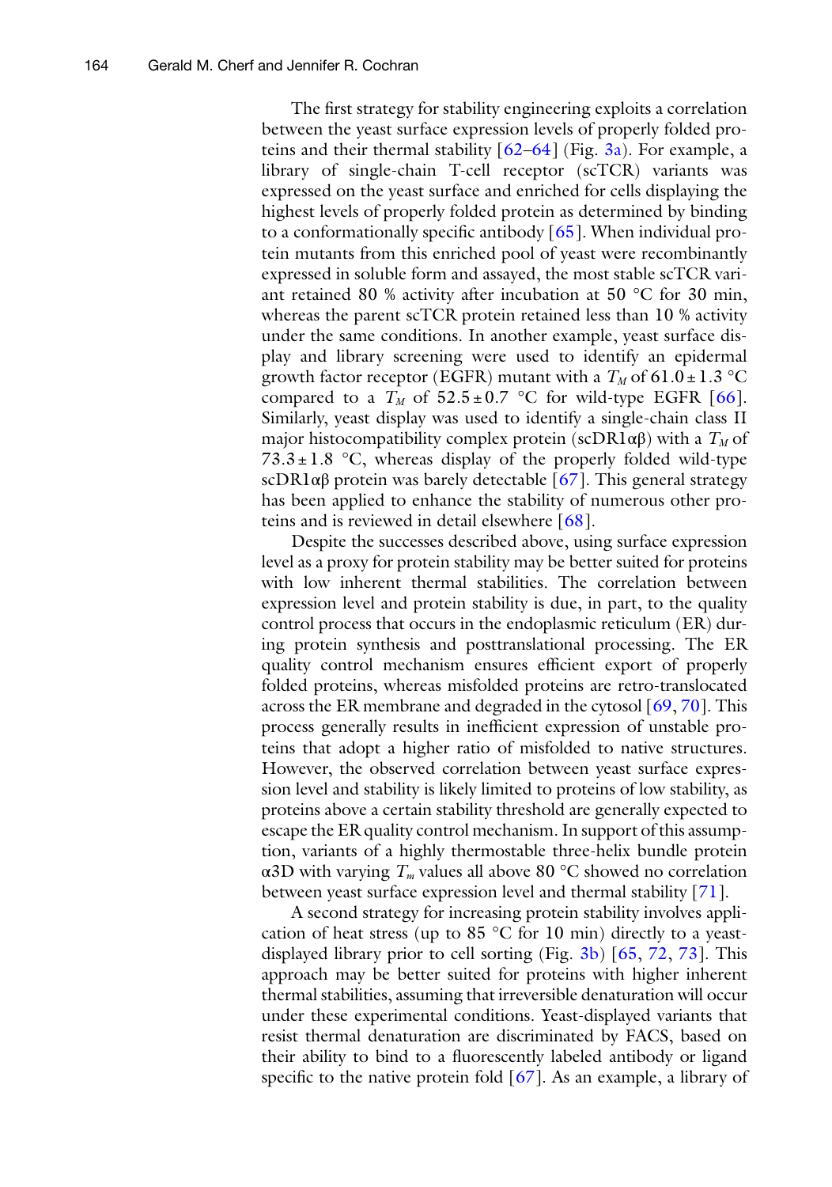The first strategy for stability engineering exploits a correlation between the yeast surface expression levels of properly folded proteins and their thermal stability [62–64] (Fig. 3a). For example, a library of single-chain T-cell receptor (scTCR) variants was expressed on the yeast surface and enriched for cells displaying the highest levels of properly folded protein as determined by binding to a conformationally specific antibody [65]. When individual protein mutants from this enriched pool of yeast were recombinantly expressed in soluble form and assayed, the most stable scTCR variant retained 80 % activity after incubation at 50 °C for 30 min, whereas the parent scTCR protein retained less than 10 % activity under the same conditions. In another example, yeast surface display and library screening were used to identify an epidermal growth factor receptor (EGFR) mutant with a $T_M$ of 61.0 ± 1.3 °C compared to a $T_M$ of 52.5 ± 0.7 °C for wild-type EGFR [66]. Similarly, yeast display was used to identify a single-chain class II major histocompatibility complex protein (scDR1αβ) with a $T_M$ of 73.3 ± 1.8 °C, whereas display of the properly folded wild-type scDR1αβ protein was barely detectable [67]. This general strategy has been applied to enhance the stability of numerous other proteins and is reviewed in detail elsewhere [68].

Despite the successes described above, using surface expression level as a proxy for protein stability may be better suited for proteins with low inherent thermal stabilities. The correlation between expression level and protein stability is due, in part, to the quality control process that occurs in the endoplasmic reticulum (ER) during protein synthesis and posttranslational processing. The ER quality control mechanism ensures efficient export of properly folded proteins, whereas misfolded proteins are retro-translocated across the ER membrane and degraded in the cytosol [69, 70]. This process generally results in inefficient expression of unstable proteins that adopt a higher ratio of misfolded to native structures. However, the observed correlation between yeast surface expression level and stability is likely limited to proteins of low stability, as proteins above a certain stability threshold are generally expected to escape the ER quality control mechanism. In support of this assumption, variants of a highly thermostable three-helix bundle protein α3D with varying $T_m$ values all above 80 °C showed no correlation between yeast surface expression level and thermal stability [71].

A second strategy for increasing protein stability involves application of heat stress (up to 85 °C for 10 min) directly to a yeast-displayed library prior to cell sorting (Fig. 3b) [65, 72, 73]. This approach may be better suited for proteins with higher inherent thermal stabilities, assuming that irreversible denaturation will occur under these experimental conditions. Yeast-displayed variants that resist thermal denaturation are discriminated by FACS, based on their ability to bind to a fluorescently labeled antibody or ligand specific to the native protein fold [67]. As an example, a library of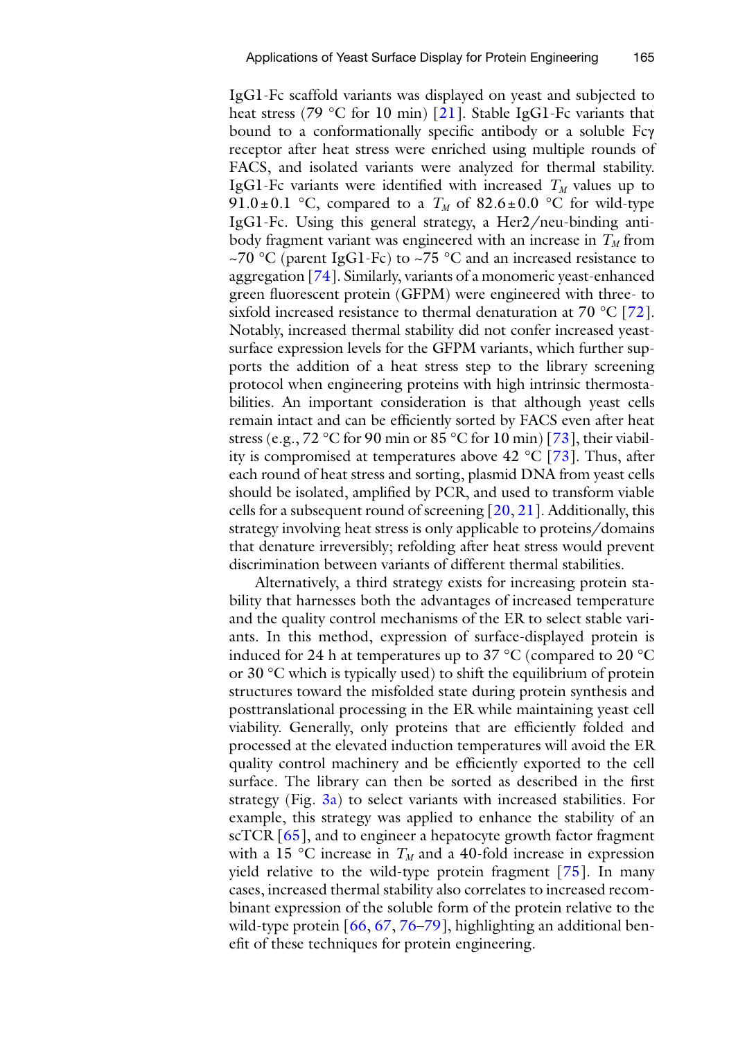IgG1-Fc scaffold variants was displayed on yeast and subjected to heat stress (79 °C for 10 min) [21]. Stable IgG1-Fc variants that bound to a conformationally specific antibody or a soluble Fcγ receptor after heat stress were enriched using multiple rounds of FACS, and isolated variants were analyzed for thermal stability. IgG1-Fc variants were identified with increased $T_M$ values up to 91.0 ± 0.1 °C, compared to a $T_M$ of 82.6 ± 0.0 °C for wild-type IgG1-Fc. Using this general strategy, a Her2/neu-binding antibody fragment variant was engineered with an increase in $T_M$ from ~70 °C (parent IgG1-Fc) to ~75 °C and an increased resistance to aggregation [74]. Similarly, variants of a monomeric yeast-enhanced green fluorescent protein (GFPM) were engineered with three- to sixfold increased resistance to thermal denaturation at 70 °C [72]. Notably, increased thermal stability did not confer increased yeast-surface expression levels for the GFPM variants, which further supports the addition of a heat stress step to the library screening protocol when engineering proteins with high intrinsic thermostabilities. An important consideration is that although yeast cells remain intact and can be efficiently sorted by FACS even after heat stress (e.g., 72 °C for 90 min or 85 °C for 10 min) [73], their viability is compromised at temperatures above 42 °C [73]. Thus, after each round of heat stress and sorting, plasmid DNA from yeast cells should be isolated, amplified by PCR, and used to transform viable cells for a subsequent round of screening [20, 21]. Additionally, this strategy involving heat stress is only applicable to proteins/domains that denature irreversibly; refolding after heat stress would prevent discrimination between variants of different thermal stabilities.

Alternatively, a third strategy exists for increasing protein stability that harnesses both the advantages of increased temperature and the quality control mechanisms of the ER to select stable variants. In this method, expression of surface-displayed protein is induced for 24 h at temperatures up to 37 °C (compared to 20 °C or 30 °C which is typically used) to shift the equilibrium of protein structures toward the misfolded state during protein synthesis and posttranslational processing in the ER while maintaining yeast cell viability. Generally, only proteins that are efficiently folded and processed at the elevated induction temperatures will avoid the ER quality control machinery and be efficiently exported to the cell surface. The library can then be sorted as described in the first strategy (Fig. 3a) to select variants with increased stabilities. For example, this strategy was applied to enhance the stability of an scTCR [65], and to engineer a hepatocyte growth factor fragment with a 15 °C increase in $T_M$ and a 40-fold increase in expression yield relative to the wild-type protein fragment [75]. In many cases, increased thermal stability also correlates to increased recombinant expression of the soluble form of the protein relative to the wild-type protein [66, 67, 76–79], highlighting an additional benefit of these techniques for protein engineering.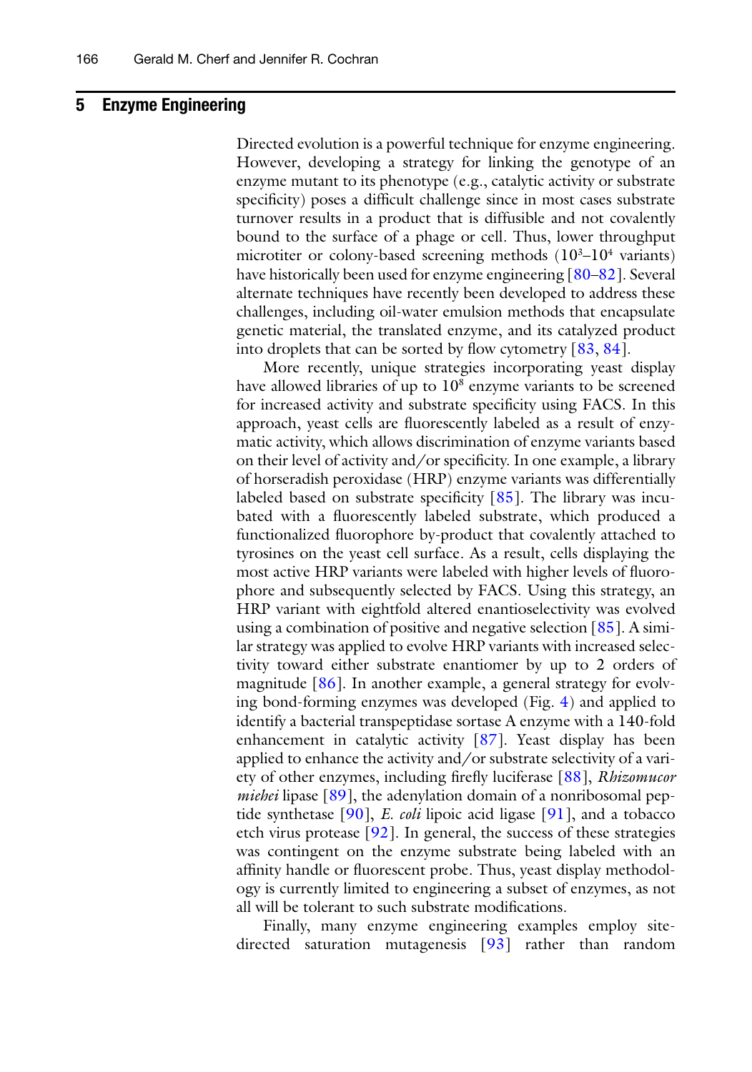## 5 Enzyme Engineering

Directed evolution is a powerful technique for enzyme engineering. However, developing a strategy for linking the genotype of an enzyme mutant to its phenotype (e.g., catalytic activity or substrate specificity) poses a difficult challenge since in most cases substrate turnover results in a product that is diffusible and not covalently bound to the surface of a phage or cell. Thus, lower throughput microtiter or colony-based screening methods ($10^3$–$10^4$ variants) have historically been used for enzyme engineering [80–82]. Several alternate techniques have recently been developed to address these challenges, including oil-water emulsion methods that encapsulate genetic material, the translated enzyme, and its catalyzed product into droplets that can be sorted by flow cytometry [83, 84].

More recently, unique strategies incorporating yeast display have allowed libraries of up to $10^8$ enzyme variants to be screened for increased activity and substrate specificity using FACS. In this approach, yeast cells are fluorescently labeled as a result of enzymatic activity, which allows discrimination of enzyme variants based on their level of activity and/or specificity. In one example, a library of horseradish peroxidase (HRP) enzyme variants was differentially labeled based on substrate specificity [85]. The library was incubated with a fluorescently labeled substrate, which produced a functionalized fluorophore by-product that covalently attached to tyrosines on the yeast cell surface. As a result, cells displaying the most active HRP variants were labeled with higher levels of fluorophore and subsequently selected by FACS. Using this strategy, an HRP variant with eightfold altered enantioselectivity was evolved using a combination of positive and negative selection [85]. A similar strategy was applied to evolve HRP variants with increased selectivity toward either substrate enantiomer by up to 2 orders of magnitude [86]. In another example, a general strategy for evolving bond-forming enzymes was developed (Fig. 4) and applied to identify a bacterial transpeptidase sortase A enzyme with a 140-fold enhancement in catalytic activity [87]. Yeast display has been applied to enhance the activity and/or substrate selectivity of a variety of other enzymes, including firefly luciferase [88], *Rhizomucor miehei* lipase [89], the adenylation domain of a nonribosomal peptide synthetase [90], *E. coli* lipoic acid ligase [91], and a tobacco etch virus protease [92]. In general, the success of these strategies was contingent on the enzyme substrate being labeled with an affinity handle or fluorescent probe. Thus, yeast display methodology is currently limited to engineering a subset of enzymes, as not all will be tolerant to such substrate modifications.

Finally, many enzyme engineering examples employ site-directed saturation mutagenesis [93] rather than random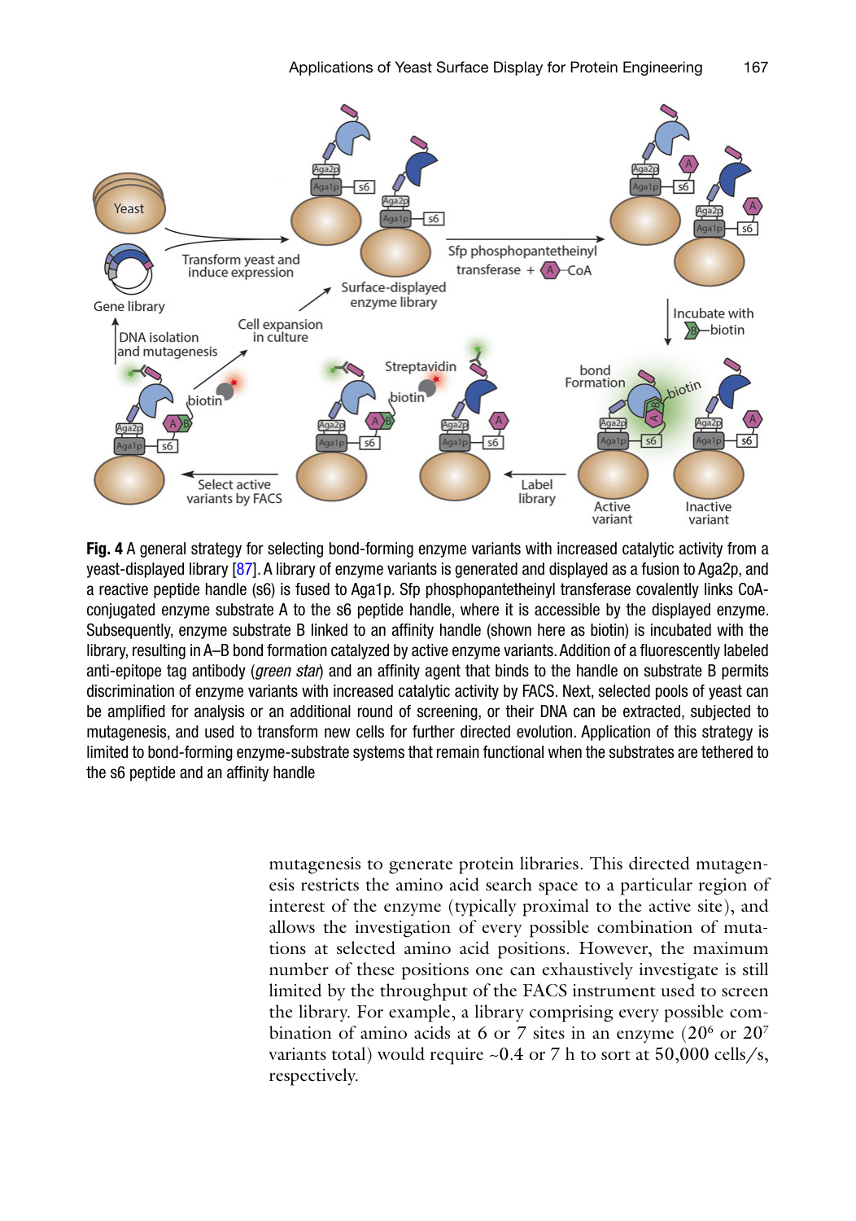**Fig. 4** A general strategy for selecting bond-forming enzyme variants with increased catalytic activity from a yeast-displayed library [87]. A library of enzyme variants is generated and displayed as a fusion to Aga2p, and a reactive peptide handle (s6) is fused to Aga1p. Sfp phosphopantetheinyl transferase covalently links CoA-conjugated enzyme substrate A to the s6 peptide handle, where it is accessible by the displayed enzyme. Subsequently, enzyme substrate B linked to an affinity handle (shown here as biotin) is incubated with the library, resulting in A–B bond formation catalyzed by active enzyme variants. Addition of a fluorescently labeled anti-epitope tag antibody (*green star*) and an affinity agent that binds to the handle on substrate B permits discrimination of enzyme variants with increased catalytic activity by FACS. Next, selected pools of yeast can be amplified for analysis or an additional round of screening, or their DNA can be extracted, subjected to mutagenesis, and used to transform new cells for further directed evolution. Application of this strategy is limited to bond-forming enzyme-substrate systems that remain functional when the substrates are tethered to the s6 peptide and an affinity handle

mutagenesis to generate protein libraries. This directed mutagenesis restricts the amino acid search space to a particular region of interest of the enzyme (typically proximal to the active site), and allows the investigation of every possible combination of mutations at selected amino acid positions. However, the maximum number of these positions one can exhaustively investigate is still limited by the throughput of the FACS instrument used to screen the library. For example, a library comprising every possible combination of amino acids at 6 or 7 sites in an enzyme ($20^6$ or $20^7$ variants total) would require ~0.4 or 7 h to sort at 50,000 cells/s, respectively.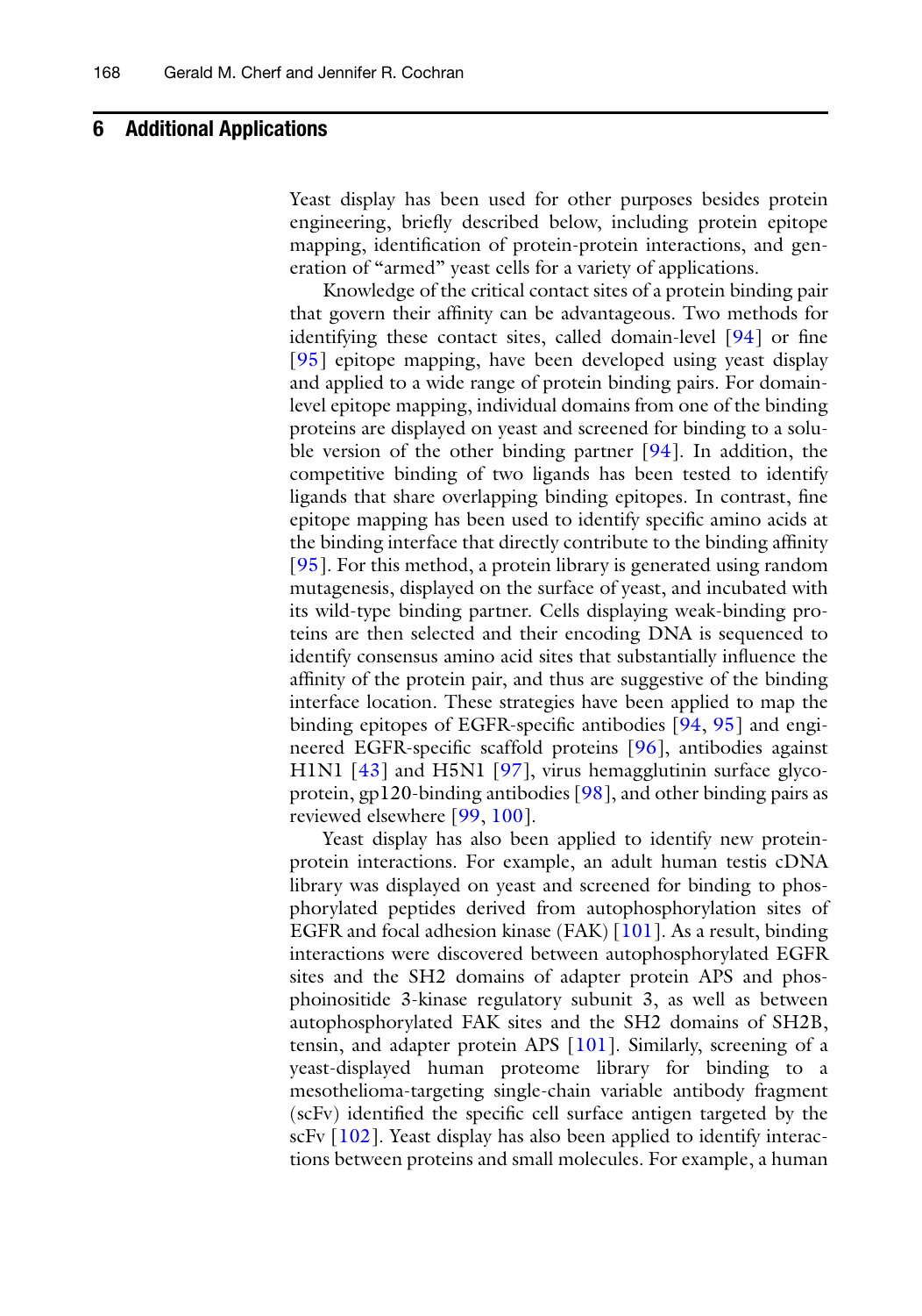## 6 Additional Applications

Yeast display has been used for other purposes besides protein engineering, briefly described below, including protein epitope mapping, identification of protein-protein interactions, and generation of "armed" yeast cells for a variety of applications.

Knowledge of the critical contact sites of a protein binding pair that govern their affinity can be advantageous. Two methods for identifying these contact sites, called domain-level [94] or fine [95] epitope mapping, have been developed using yeast display and applied to a wide range of protein binding pairs. For domain-level epitope mapping, individual domains from one of the binding proteins are displayed on yeast and screened for binding to a soluble version of the other binding partner [94]. In addition, the competitive binding of two ligands has been tested to identify ligands that share overlapping binding epitopes. In contrast, fine epitope mapping has been used to identify specific amino acids at the binding interface that directly contribute to the binding affinity [95]. For this method, a protein library is generated using random mutagenesis, displayed on the surface of yeast, and incubated with its wild-type binding partner. Cells displaying weak-binding proteins are then selected and their encoding DNA is sequenced to identify consensus amino acid sites that substantially influence the affinity of the protein pair, and thus are suggestive of the binding interface location. These strategies have been applied to map the binding epitopes of EGFR-specific antibodies [94, 95] and engineered EGFR-specific scaffold proteins [96], antibodies against H1N1 [43] and H5N1 [97], virus hemagglutinin surface glycoprotein, gp120-binding antibodies [98], and other binding pairs as reviewed elsewhere [99, 100].

Yeast display has also been applied to identify new protein-protein interactions. For example, an adult human testis cDNA library was displayed on yeast and screened for binding to phosphorylated peptides derived from autophosphorylation sites of EGFR and focal adhesion kinase (FAK) [101]. As a result, binding interactions were discovered between autophosphorylated EGFR sites and the SH2 domains of adapter protein APS and phosphoinositide 3-kinase regulatory subunit 3, as well as between autophosphorylated FAK sites and the SH2 domains of SH2B, tensin, and adapter protein APS [101]. Similarly, screening of a yeast-displayed human proteome library for binding to a mesothelioma-targeting single-chain variable antibody fragment (scFv) identified the specific cell surface antigen targeted by the scFv [102]. Yeast display has also been applied to identify interactions between proteins and small molecules. For example, a human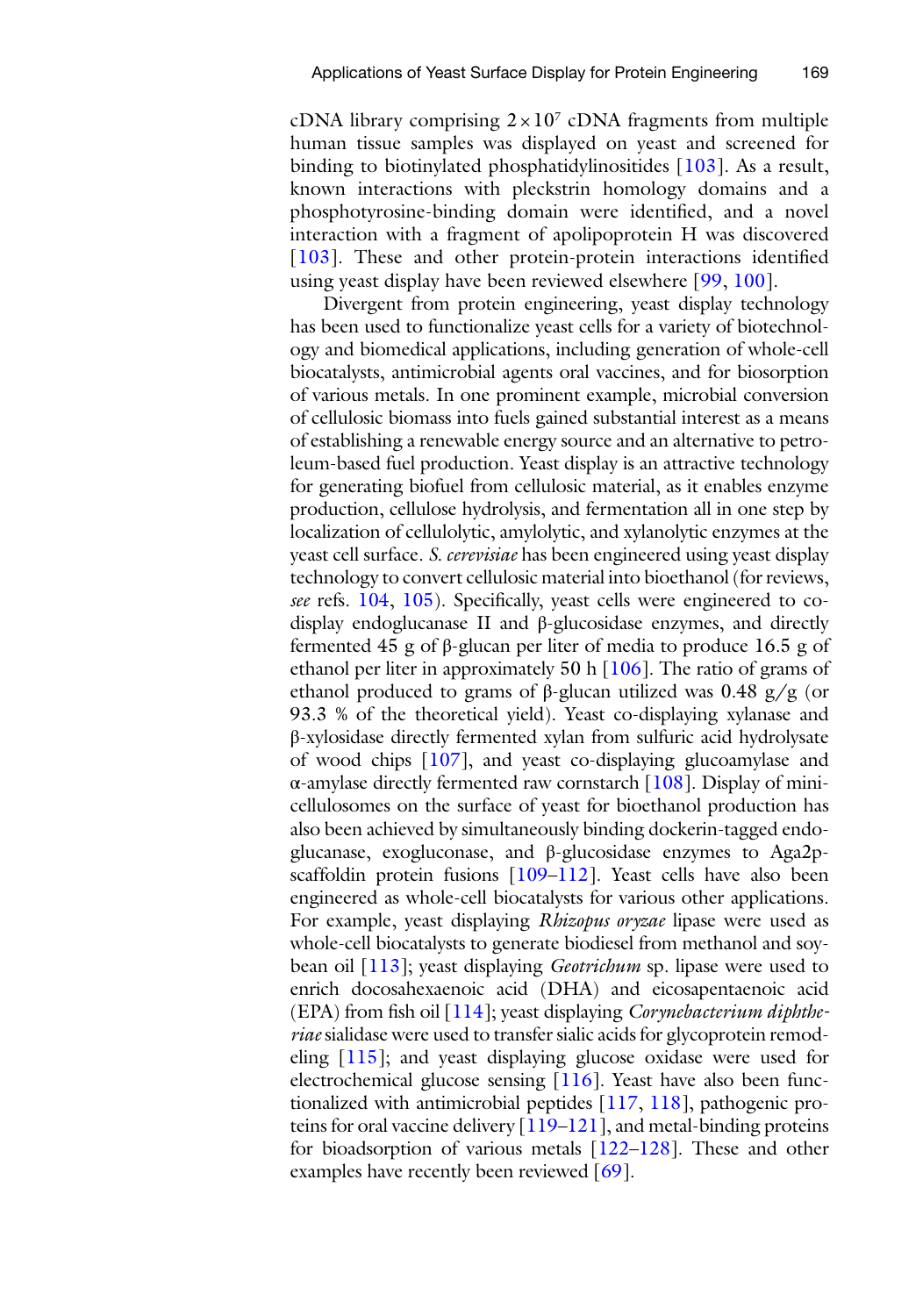cDNA library comprising $2 \times 10^7$ cDNA fragments from multiple human tissue samples was displayed on yeast and screened for binding to biotinylated phosphatidylinositides [103]. As a result, known interactions with pleckstrin homology domains and a phosphotyrosine-binding domain were identified, and a novel interaction with a fragment of apolipoprotein H was discovered [103]. These and other protein-protein interactions identified using yeast display have been reviewed elsewhere [99, 100].

Divergent from protein engineering, yeast display technology has been used to functionalize yeast cells for a variety of biotechnology and biomedical applications, including generation of whole-cell biocatalysts, antimicrobial agents oral vaccines, and for biosorption of various metals. In one prominent example, microbial conversion of cellulosic biomass into fuels gained substantial interest as a means of establishing a renewable energy source and an alternative to petroleum-based fuel production. Yeast display is an attractive technology for generating biofuel from cellulosic material, as it enables enzyme production, cellulose hydrolysis, and fermentation all in one step by localization of cellulolytic, amylolytic, and xylanolytic enzymes at the yeast cell surface. *S. cerevisiae* has been engineered using yeast display technology to convert cellulosic material into bioethanol (for reviews, *see* refs. 104, 105). Specifically, yeast cells were engineered to co-display endoglucanase II and β-glucosidase enzymes, and directly fermented 45 g of β-glucan per liter of media to produce 16.5 g of ethanol per liter in approximately 50 h [106]. The ratio of grams of ethanol produced to grams of β-glucan utilized was 0.48 g/g (or 93.3 % of the theoretical yield). Yeast co-displaying xylanase and β-xylosidase directly fermented xylan from sulfuric acid hydrolysate of wood chips [107], and yeast co-displaying glucoamylase and α-amylase directly fermented raw cornstarch [108]. Display of mini-cellulosomes on the surface of yeast for bioethanol production has also been achieved by simultaneously binding dockerin-tagged endoglucanase, exogluconase, and β-glucosidase enzymes to Aga2p-scaffoldin protein fusions [109–112]. Yeast cells have also been engineered as whole-cell biocatalysts for various other applications. For example, yeast displaying *Rhizopus oryzae* lipase were used as whole-cell biocatalysts to generate biodiesel from methanol and soybean oil [113]; yeast displaying *Geotrichum* sp. lipase were used to enrich docosahexaenoic acid (DHA) and eicosapentaenoic acid (EPA) from fish oil [114]; yeast displaying *Corynebacterium diphtheriae* sialidase were used to transfer sialic acids for glycoprotein remodeling [115]; and yeast displaying glucose oxidase were used for electrochemical glucose sensing [116]. Yeast have also been functionalized with antimicrobial peptides [117, 118], pathogenic proteins for oral vaccine delivery [119–121], and metal-binding proteins for bioadsorption of various metals [122–128]. These and other examples have recently been reviewed [69].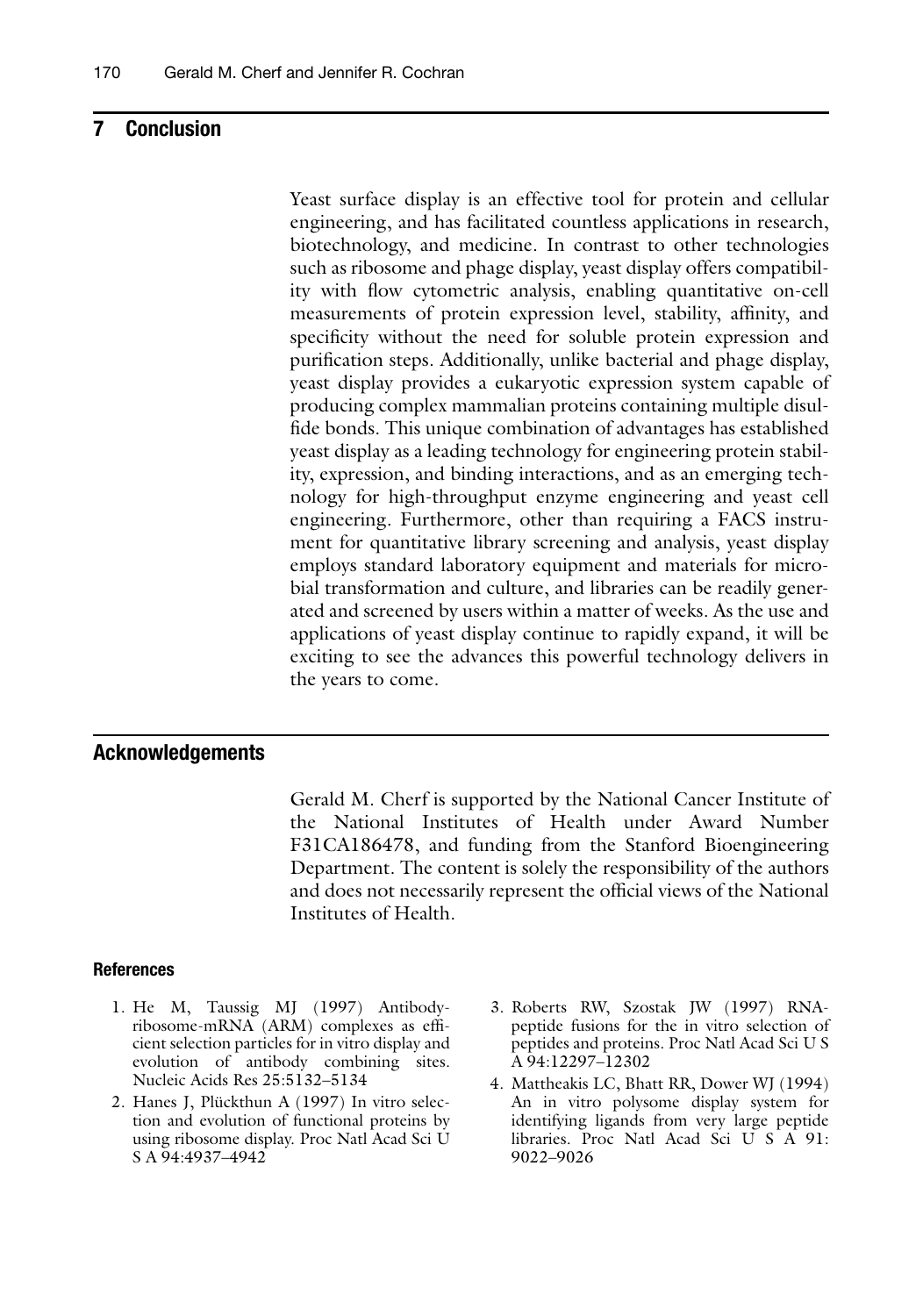## 7 Conclusion

Yeast surface display is an effective tool for protein and cellular engineering, and has facilitated countless applications in research, biotechnology, and medicine. In contrast to other technologies such as ribosome and phage display, yeast display offers compatibility with flow cytometric analysis, enabling quantitative on-cell measurements of protein expression level, stability, affinity, and specificity without the need for soluble protein expression and purification steps. Additionally, unlike bacterial and phage display, yeast display provides a eukaryotic expression system capable of producing complex mammalian proteins containing multiple disulfide bonds. This unique combination of advantages has established yeast display as a leading technology for engineering protein stability, expression, and binding interactions, and as an emerging technology for high-throughput enzyme engineering and yeast cell engineering. Furthermore, other than requiring a FACS instrument for quantitative library screening and analysis, yeast display employs standard laboratory equipment and materials for microbial transformation and culture, and libraries can be readily generated and screened by users within a matter of weeks. As the use and applications of yeast display continue to rapidly expand, it will be exciting to see the advances this powerful technology delivers in the years to come.

## Acknowledgements

Gerald M. Cherf is supported by the National Cancer Institute of the National Institutes of Health under Award Number F31CA186478, and funding from the Stanford Bioengineering Department. The content is solely the responsibility of the authors and does not necessarily represent the official views of the National Institutes of Health.

### References

1. He M, Taussig MJ (1997) Antibody-ribosome-mRNA (ARM) complexes as efficient selection particles for in vitro display and evolution of antibody combining sites. Nucleic Acids Res 25:5132–5134
2. Hanes J, Plückthun A (1997) In vitro selection and evolution of functional proteins by using ribosome display. Proc Natl Acad Sci U S A 94:4937–4942
3. Roberts RW, Szostak JW (1997) RNA-peptide fusions for the in vitro selection of peptides and proteins. Proc Natl Acad Sci U S A 94:12297–12302
4. Mattheakis LC, Bhatt RR, Dower WJ (1994) An in vitro polysome display system for identifying ligands from very large peptide libraries. Proc Natl Acad Sci U S A 91: 9022–9026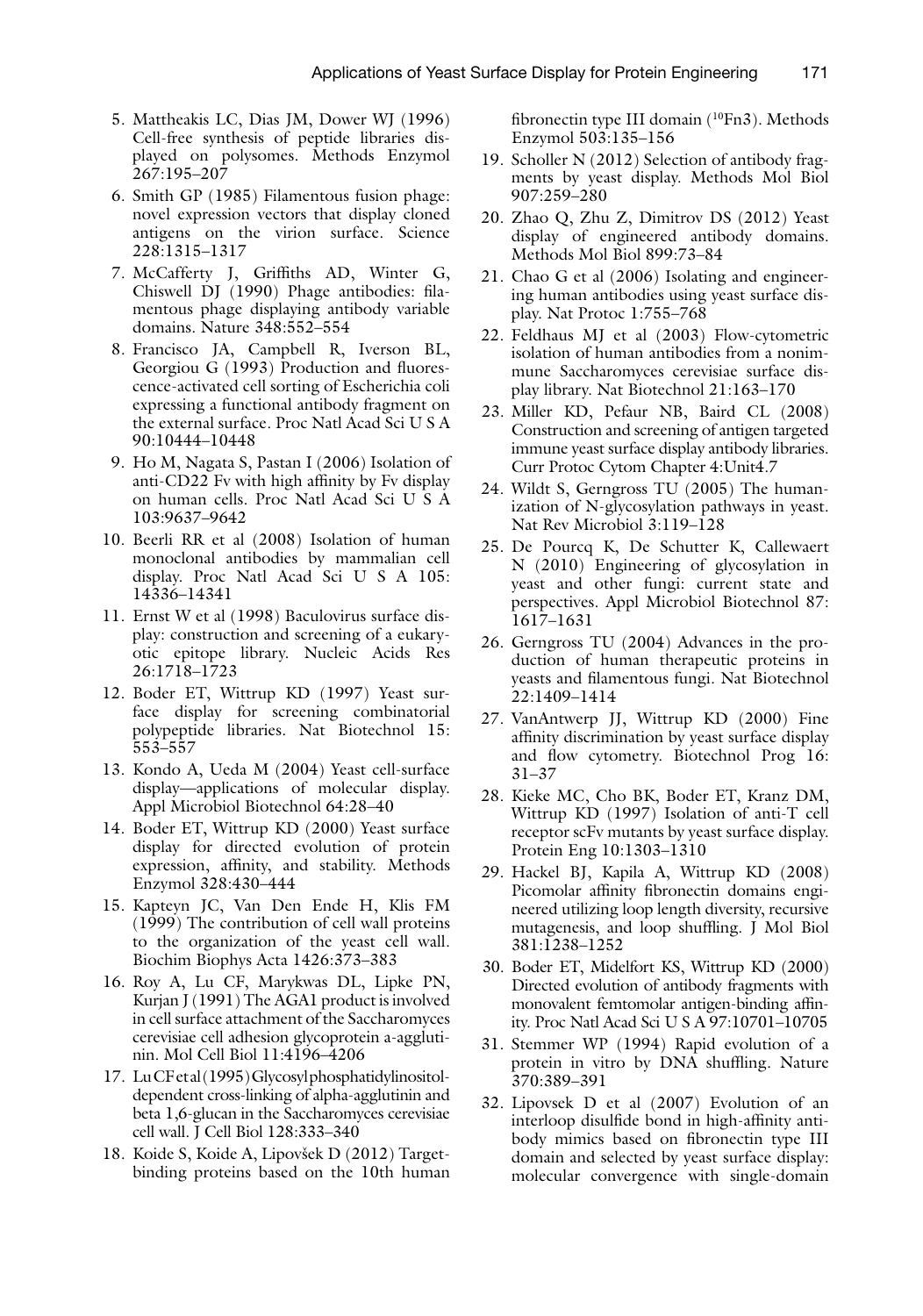5. Mattheakis LC, Dias JM, Dower WJ (1996) Cell-free synthesis of peptide libraries displayed on polysomes. Methods Enzymol 267:195–207
6. Smith GP (1985) Filamentous fusion phage: novel expression vectors that display cloned antigens on the virion surface. Science 228:1315–1317
7. McCafferty J, Griffiths AD, Winter G, Chiswell DJ (1990) Phage antibodies: filamentous phage displaying antibody variable domains. Nature 348:552–554
8. Francisco JA, Campbell R, Iverson BL, Georgiou G (1993) Production and fluorescence-activated cell sorting of Escherichia coli expressing a functional antibody fragment on the external surface. Proc Natl Acad Sci U S A 90:10444–10448
9. Ho M, Nagata S, Pastan I (2006) Isolation of anti-CD22 Fv with high affinity by Fv display on human cells. Proc Natl Acad Sci U S A 103:9637–9642
10. Beerli RR et al (2008) Isolation of human monoclonal antibodies by mammalian cell display. Proc Natl Acad Sci U S A 105: 14336–14341
11. Ernst W et al (1998) Baculovirus surface display: construction and screening of a eukaryotic epitope library. Nucleic Acids Res 26:1718–1723
12. Boder ET, Wittrup KD (1997) Yeast surface display for screening combinatorial polypeptide libraries. Nat Biotechnol 15: 553–557
13. Kondo A, Ueda M (2004) Yeast cell-surface display—applications of molecular display. Appl Microbiol Biotechnol 64:28–40
14. Boder ET, Wittrup KD (2000) Yeast surface display for directed evolution of protein expression, affinity, and stability. Methods Enzymol 328:430–444
15. Kapteyn JC, Van Den Ende H, Klis FM (1999) The contribution of cell wall proteins to the organization of the yeast cell wall. Biochim Biophys Acta 1426:373–383
16. Roy A, Lu CF, Marykwas DL, Lipke PN, Kurjan J (1991) The AGA1 product is involved in cell surface attachment of the Saccharomyces cerevisiae cell adhesion glycoprotein a-agglutinin. Mol Cell Biol 11:4196–4206
17. Lu CF et al (1995) Glycosyl phosphatidylinositol-dependent cross-linking of alpha-agglutinin and beta 1,6-glucan in the Saccharomyces cerevisiae cell wall. J Cell Biol 128:333–340
18. Koide S, Koide A, Lipovšek D (2012) Target-binding proteins based on the 10th human fibronectin type III domain ([10]Fn3). Methods Enzymol 503:135–156
19. Scholler N (2012) Selection of antibody fragments by yeast display. Methods Mol Biol 907:259–280
20. Zhao Q, Zhu Z, Dimitrov DS (2012) Yeast display of engineered antibody domains. Methods Mol Biol 899:73–84
21. Chao G et al (2006) Isolating and engineering human antibodies using yeast surface display. Nat Protoc 1:755–768
22. Feldhaus MJ et al (2003) Flow-cytometric isolation of human antibodies from a nonimmune Saccharomyces cerevisiae surface display library. Nat Biotechnol 21:163–170
23. Miller KD, Pefaur NB, Baird CL (2008) Construction and screening of antigen targeted immune yeast surface display antibody libraries. Curr Protoc Cytom Chapter 4:Unit4.7
24. Wildt S, Gerngross TU (2005) The humanization of N-glycosylation pathways in yeast. Nat Rev Microbiol 3:119–128
25. De Pourcq K, De Schutter K, Callewaert N (2010) Engineering of glycosylation in yeast and other fungi: current state and perspectives. Appl Microbiol Biotechnol 87: 1617–1631
26. Gerngross TU (2004) Advances in the production of human therapeutic proteins in yeasts and filamentous fungi. Nat Biotechnol 22:1409–1414
27. VanAntwerp JJ, Wittrup KD (2000) Fine affinity discrimination by yeast surface display and flow cytometry. Biotechnol Prog 16: 31–37
28. Kieke MC, Cho BK, Boder ET, Kranz DM, Wittrup KD (1997) Isolation of anti-T cell receptor scFv mutants by yeast surface display. Protein Eng 10:1303–1310
29. Hackel BJ, Kapila A, Wittrup KD (2008) Picomolar affinity fibronectin domains engineered utilizing loop length diversity, recursive mutagenesis, and loop shuffling. J Mol Biol 381:1238–1252
30. Boder ET, Midelfort KS, Wittrup KD (2000) Directed evolution of antibody fragments with monovalent femtomolar antigen-binding affinity. Proc Natl Acad Sci U S A 97:10701–10705
31. Stemmer WP (1994) Rapid evolution of a protein in vitro by DNA shuffling. Nature 370:389–391
32. Lipovsek D et al (2007) Evolution of an interloop disulfide bond in high-affinity antibody mimics based on fibronectin type III domain and selected by yeast surface display: molecular convergence with single-domain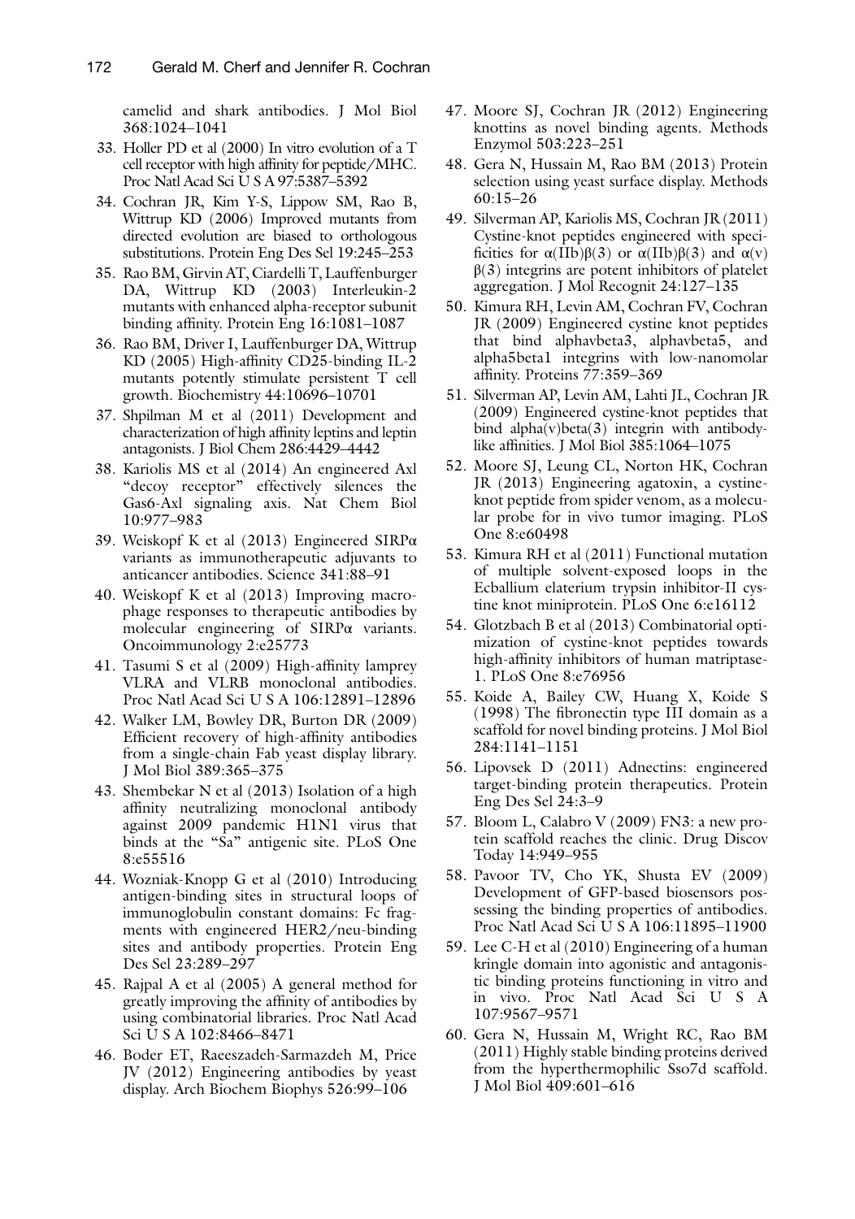camelid and shark antibodies. J Mol Biol 368:1024–1041

33. Holler PD et al (2000) In vitro evolution of a T cell receptor with high affinity for peptide/MHC. Proc Natl Acad Sci U S A 97:5387–5392
34. Cochran JR, Kim Y-S, Lippow SM, Rao B, Wittrup KD (2006) Improved mutants from directed evolution are biased to orthologous substitutions. Protein Eng Des Sel 19:245–253
35. Rao BM, Girvin AT, Ciardelli T, Lauffenburger DA, Wittrup KD (2003) Interleukin-2 mutants with enhanced alpha-receptor subunit binding affinity. Protein Eng 16:1081–1087
36. Rao BM, Driver I, Lauffenburger DA, Wittrup KD (2005) High-affinity CD25-binding IL-2 mutants potently stimulate persistent T cell growth. Biochemistry 44:10696–10701
37. Shpilman M et al (2011) Development and characterization of high affinity leptins and leptin antagonists. J Biol Chem 286:4429–4442
38. Kariolis MS et al (2014) An engineered Axl "decoy receptor" effectively silences the Gas6-Axl signaling axis. Nat Chem Biol 10:977–983
39. Weiskopf K et al (2013) Engineered SIRPα variants as immunotherapeutic adjuvants to anticancer antibodies. Science 341:88–91
40. Weiskopf K et al (2013) Improving macrophage responses to therapeutic antibodies by molecular engineering of SIRPα variants. Oncoimmunology 2:e25773
41. Tasumi S et al (2009) High-affinity lamprey VLRA and VLRB monoclonal antibodies. Proc Natl Acad Sci U S A 106:12891–12896
42. Walker LM, Bowley DR, Burton DR (2009) Efficient recovery of high-affinity antibodies from a single-chain Fab yeast display library. J Mol Biol 389:365–375
43. Shembekar N et al (2013) Isolation of a high affinity neutralizing monoclonal antibody against 2009 pandemic H1N1 virus that binds at the "Sa" antigenic site. PLoS One 8:e55516
44. Wozniak-Knopp G et al (2010) Introducing antigen-binding sites in structural loops of immunoglobulin constant domains: Fc fragments with engineered HER2/neu-binding sites and antibody properties. Protein Eng Des Sel 23:289–297
45. Rajpal A et al (2005) A general method for greatly improving the affinity of antibodies by using combinatorial libraries. Proc Natl Acad Sci U S A 102:8466–8471
46. Boder ET, Raeeszadeh-Sarmazdeh M, Price JV (2012) Engineering antibodies by yeast display. Arch Biochem Biophys 526:99–106
47. Moore SJ, Cochran JR (2012) Engineering knottins as novel binding agents. Methods Enzymol 503:223–251
48. Gera N, Hussain M, Rao BM (2013) Protein selection using yeast surface display. Methods 60:15–26
49. Silverman AP, Kariolis MS, Cochran JR (2011) Cystine-knot peptides engineered with specificities for α(IIb)β(3) or α(IIb)β(3) and α(v)β(3) integrins are potent inhibitors of platelet aggregation. J Mol Recognit 24:127–135
50. Kimura RH, Levin AM, Cochran FV, Cochran JR (2009) Engineered cystine knot peptides that bind alphavbeta3, alphavbeta5, and alpha5beta1 integrins with low-nanomolar affinity. Proteins 77:359–369
51. Silverman AP, Levin AM, Lahti JL, Cochran JR (2009) Engineered cystine-knot peptides that bind alpha(v)beta(3) integrin with antibody-like affinities. J Mol Biol 385:1064–1075
52. Moore SJ, Leung CL, Norton HK, Cochran JR (2013) Engineering agatoxin, a cystine-knot peptide from spider venom, as a molecular probe for in vivo tumor imaging. PLoS One 8:e60498
53. Kimura RH et al (2011) Functional mutation of multiple solvent-exposed loops in the Ecballium elaterium trypsin inhibitor-II cystine knot miniprotein. PLoS One 6:e16112
54. Glotzbach B et al (2013) Combinatorial optimization of cystine-knot peptides towards high-affinity inhibitors of human matriptase-1. PLoS One 8:e76956
55. Koide A, Bailey CW, Huang X, Koide S (1998) The fibronectin type III domain as a scaffold for novel binding proteins. J Mol Biol 284:1141–1151
56. Lipovsek D (2011) Adnectins: engineered target-binding protein therapeutics. Protein Eng Des Sel 24:3–9
57. Bloom L, Calabro V (2009) FN3: a new protein scaffold reaches the clinic. Drug Discov Today 14:949–955
58. Pavoor TV, Cho YK, Shusta EV (2009) Development of GFP-based biosensors possessing the binding properties of antibodies. Proc Natl Acad Sci U S A 106:11895–11900
59. Lee C-H et al (2010) Engineering of a human kringle domain into agonistic and antagonistic binding proteins functioning in vitro and in vivo. Proc Natl Acad Sci U S A 107:9567–9571
60. Gera N, Hussain M, Wright RC, Rao BM (2011) Highly stable binding proteins derived from the hyperthermophilic Sso7d scaffold. J Mol Biol 409:601–616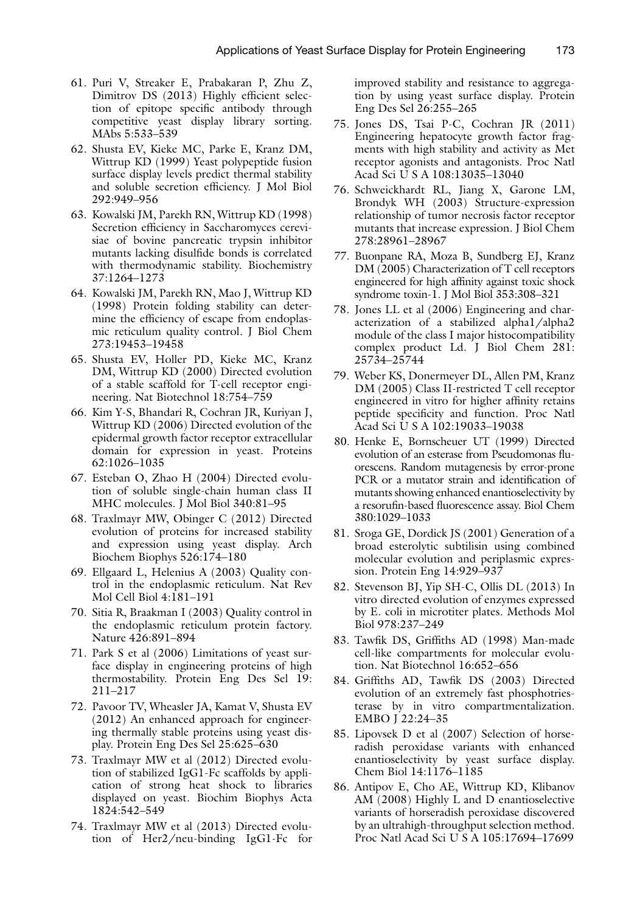61. Puri V, Streaker E, Prabakaran P, Zhu Z, Dimitrov DS (2013) Highly efficient selection of epitope specific antibody through competitive yeast display library sorting. MAbs 5:533–539
62. Shusta EV, Kieke MC, Parke E, Kranz DM, Wittrup KD (1999) Yeast polypeptide fusion surface display levels predict thermal stability and soluble secretion efficiency. J Mol Biol 292:949–956
63. Kowalski JM, Parekh RN, Wittrup KD (1998) Secretion efficiency in Saccharomyces cerevisiae of bovine pancreatic trypsin inhibitor mutants lacking disulfide bonds is correlated with thermodynamic stability. Biochemistry 37:1264–1273
64. Kowalski JM, Parekh RN, Mao J, Wittrup KD (1998) Protein folding stability can determine the efficiency of escape from endoplasmic reticulum quality control. J Biol Chem 273:19453–19458
65. Shusta EV, Holler PD, Kieke MC, Kranz DM, Wittrup KD (2000) Directed evolution of a stable scaffold for T-cell receptor engineering. Nat Biotechnol 18:754–759
66. Kim Y-S, Bhandari R, Cochran JR, Kuriyan J, Wittrup KD (2006) Directed evolution of the epidermal growth factor receptor extracellular domain for expression in yeast. Proteins 62:1026–1035
67. Esteban O, Zhao H (2004) Directed evolution of soluble single-chain human class II MHC molecules. J Mol Biol 340:81–95
68. Traxlmayr MW, Obinger C (2012) Directed evolution of proteins for increased stability and expression using yeast display. Arch Biochem Biophys 526:174–180
69. Ellgaard L, Helenius A (2003) Quality control in the endoplasmic reticulum. Nat Rev Mol Cell Biol 4:181–191
70. Sitia R, Braakman I (2003) Quality control in the endoplasmic reticulum protein factory. Nature 426:891–894
71. Park S et al (2006) Limitations of yeast surface display in engineering proteins of high thermostability. Protein Eng Des Sel 19: 211–217
72. Pavoor TV, Wheasler JA, Kamat V, Shusta EV (2012) An enhanced approach for engineering thermally stable proteins using yeast display. Protein Eng Des Sel 25:625–630
73. Traxlmayr MW et al (2012) Directed evolution of stabilized IgG1-Fc scaffolds by application of strong heat shock to libraries displayed on yeast. Biochim Biophys Acta 1824:542–549
74. Traxlmayr MW et al (2013) Directed evolution of Her2/neu-binding IgG1-Fc for improved stability and resistance to aggregation by using yeast surface display. Protein Eng Des Sel 26:255–265
75. Jones DS, Tsai P-C, Cochran JR (2011) Engineering hepatocyte growth factor fragments with high stability and activity as Met receptor agonists and antagonists. Proc Natl Acad Sci U S A 108:13035–13040
76. Schweickhardt RL, Jiang X, Garone LM, Brondyk WH (2003) Structure-expression relationship of tumor necrosis factor receptor mutants that increase expression. J Biol Chem 278:28961–28967
77. Buonpane RA, Moza B, Sundberg EJ, Kranz DM (2005) Characterization of T cell receptors engineered for high affinity against toxic shock syndrome toxin-1. J Mol Biol 353:308–321
78. Jones LL et al (2006) Engineering and characterization of a stabilized alpha1/alpha2 module of the class I major histocompatibility complex product Ld. J Biol Chem 281: 25734–25744
79. Weber KS, Donermeyer DL, Allen PM, Kranz DM (2005) Class II-restricted T cell receptor engineered in vitro for higher affinity retains peptide specificity and function. Proc Natl Acad Sci U S A 102:19033–19038
80. Henke E, Bornscheuer UT (1999) Directed evolution of an esterase from Pseudomonas fluorescens. Random mutagenesis by error-prone PCR or a mutator strain and identification of mutants showing enhanced enantioselectivity by a resorufin-based fluorescence assay. Biol Chem 380:1029–1033
81. Sroga GE, Dordick JS (2001) Generation of a broad esterolytic subtilisin using combined molecular evolution and periplasmic expression. Protein Eng 14:929–937
82. Stevenson BJ, Yip SH-C, Ollis DL (2013) In vitro directed evolution of enzymes expressed by E. coli in microtiter plates. Methods Mol Biol 978:237–249
83. Tawfik DS, Griffiths AD (1998) Man-made cell-like compartments for molecular evolution. Nat Biotechnol 16:652–656
84. Griffiths AD, Tawfik DS (2003) Directed evolution of an extremely fast phosphotriesterase by in vitro compartmentalization. EMBO J 22:24–35
85. Lipovsek D et al (2007) Selection of horseradish peroxidase variants with enhanced enantioselectivity by yeast surface display. Chem Biol 14:1176–1185
86. Antipov E, Cho AE, Wittrup KD, Klibanov AM (2008) Highly L and D enantioselective variants of horseradish peroxidase discovered by an ultrahigh-throughput selection method. Proc Natl Acad Sci U S A 105:17694–17699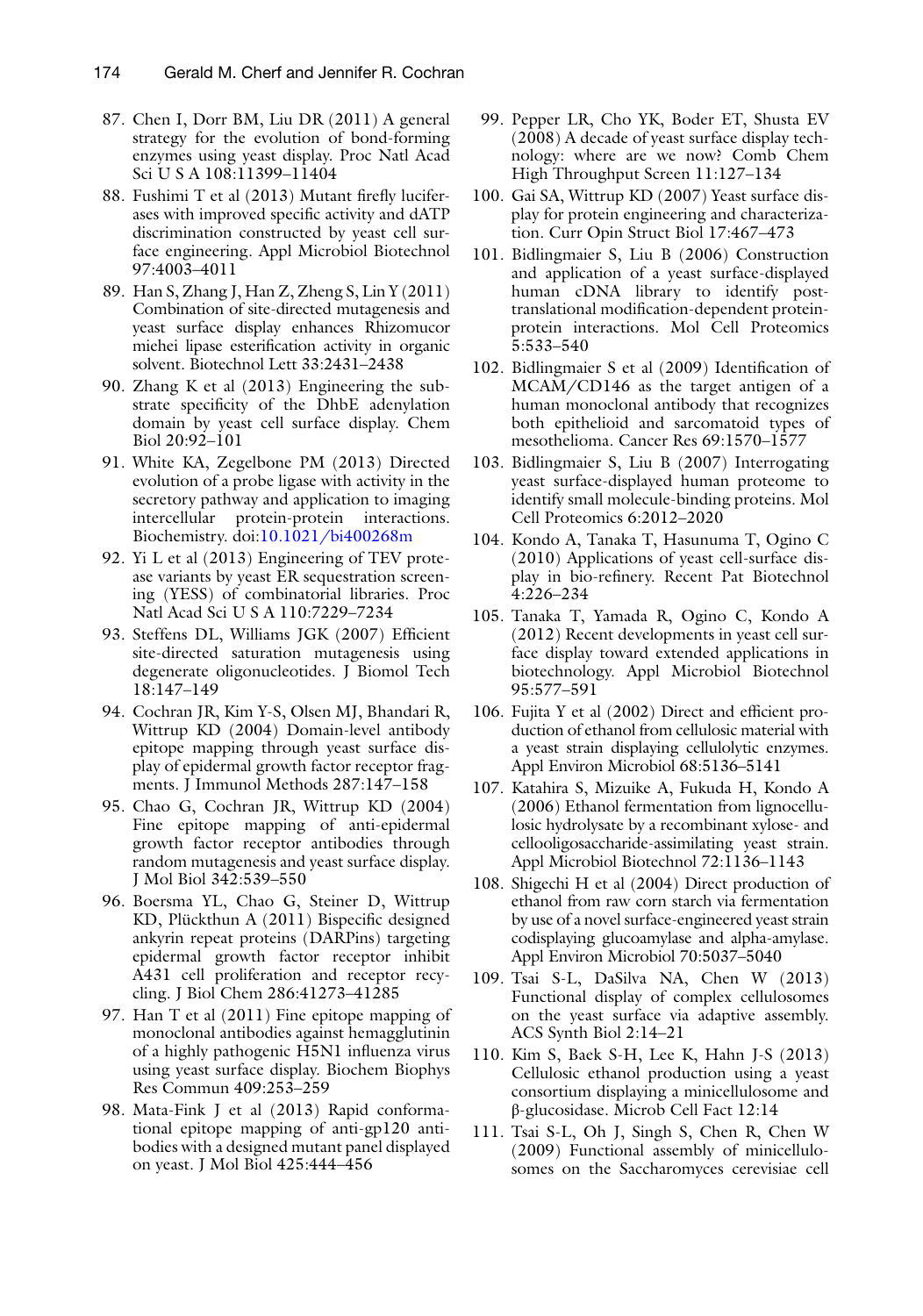87. Chen I, Dorr BM, Liu DR (2011) A general strategy for the evolution of bond-forming enzymes using yeast display. Proc Natl Acad Sci U S A 108:11399–11404
88. Fushimi T et al (2013) Mutant firefly luciferases with improved specific activity and dATP discrimination constructed by yeast cell surface engineering. Appl Microbiol Biotechnol 97:4003–4011
89. Han S, Zhang J, Han Z, Zheng S, Lin Y (2011) Combination of site-directed mutagenesis and yeast surface display enhances Rhizomucor miehei lipase esterification activity in organic solvent. Biotechnol Lett 33:2431–2438
90. Zhang K et al (2013) Engineering the substrate specificity of the DhbE adenylation domain by yeast cell surface display. Chem Biol 20:92–101
91. White KA, Zegelbone PM (2013) Directed evolution of a probe ligase with activity in the secretory pathway and application to imaging intercellular protein-protein interactions. Biochemistry. doi:10.1021/bi400268m
92. Yi L et al (2013) Engineering of TEV protease variants by yeast ER sequestration screening (YESS) of combinatorial libraries. Proc Natl Acad Sci U S A 110:7229–7234
93. Steffens DL, Williams JGK (2007) Efficient site-directed saturation mutagenesis using degenerate oligonucleotides. J Biomol Tech 18:147–149
94. Cochran JR, Kim Y-S, Olsen MJ, Bhandari R, Wittrup KD (2004) Domain-level antibody epitope mapping through yeast surface display of epidermal growth factor receptor fragments. J Immunol Methods 287:147–158
95. Chao G, Cochran JR, Wittrup KD (2004) Fine epitope mapping of anti-epidermal growth factor receptor antibodies through random mutagenesis and yeast surface display. J Mol Biol 342:539–550
96. Boersma YL, Chao G, Steiner D, Wittrup KD, Plückthun A (2011) Bispecific designed ankyrin repeat proteins (DARPins) targeting epidermal growth factor receptor inhibit A431 cell proliferation and receptor recycling. J Biol Chem 286:41273–41285
97. Han T et al (2011) Fine epitope mapping of monoclonal antibodies against hemagglutinin of a highly pathogenic H5N1 influenza virus using yeast surface display. Biochem Biophys Res Commun 409:253–259
98. Mata-Fink J et al (2013) Rapid conformational epitope mapping of anti-gp120 antibodies with a designed mutant panel displayed on yeast. J Mol Biol 425:444–456
99. Pepper LR, Cho YK, Boder ET, Shusta EV (2008) A decade of yeast surface display technology: where are we now? Comb Chem High Throughput Screen 11:127–134
100. Gai SA, Wittrup KD (2007) Yeast surface display for protein engineering and characterization. Curr Opin Struct Biol 17:467–473
101. Bidlingmaier S, Liu B (2006) Construction and application of a yeast surface-displayed human cDNA library to identify post-translational modification-dependent protein-protein interactions. Mol Cell Proteomics 5:533–540
102. Bidlingmaier S et al (2009) Identification of MCAM/CD146 as the target antigen of a human monoclonal antibody that recognizes both epithelioid and sarcomatoid types of mesothelioma. Cancer Res 69:1570–1577
103. Bidlingmaier S, Liu B (2007) Interrogating yeast surface-displayed human proteome to identify small molecule-binding proteins. Mol Cell Proteomics 6:2012–2020
104. Kondo A, Tanaka T, Hasunuma T, Ogino C (2010) Applications of yeast cell-surface display in bio-refinery. Recent Pat Biotechnol 4:226–234
105. Tanaka T, Yamada R, Ogino C, Kondo A (2012) Recent developments in yeast cell surface display toward extended applications in biotechnology. Appl Microbiol Biotechnol 95:577–591
106. Fujita Y et al (2002) Direct and efficient production of ethanol from cellulosic material with a yeast strain displaying cellulolytic enzymes. Appl Environ Microbiol 68:5136–5141
107. Katahira S, Mizuike A, Fukuda H, Kondo A (2006) Ethanol fermentation from lignocellulosic hydrolysate by a recombinant xylose- and cellooligosaccharide-assimilating yeast strain. Appl Microbiol Biotechnol 72:1136–1143
108. Shigechi H et al (2004) Direct production of ethanol from raw corn starch via fermentation by use of a novel surface-engineered yeast strain codisplaying glucoamylase and alpha-amylase. Appl Environ Microbiol 70:5037–5040
109. Tsai S-L, DaSilva NA, Chen W (2013) Functional display of complex cellulosomes on the yeast surface via adaptive assembly. ACS Synth Biol 2:14–21
110. Kim S, Baek S-H, Lee K, Hahn J-S (2013) Cellulosic ethanol production using a yeast consortium displaying a minicellulosome and β-glucosidase. Microb Cell Fact 12:14
111. Tsai S-L, Oh J, Singh S, Chen R, Chen W (2009) Functional assembly of minicellulosomes on the Saccharomyces cerevisiae cell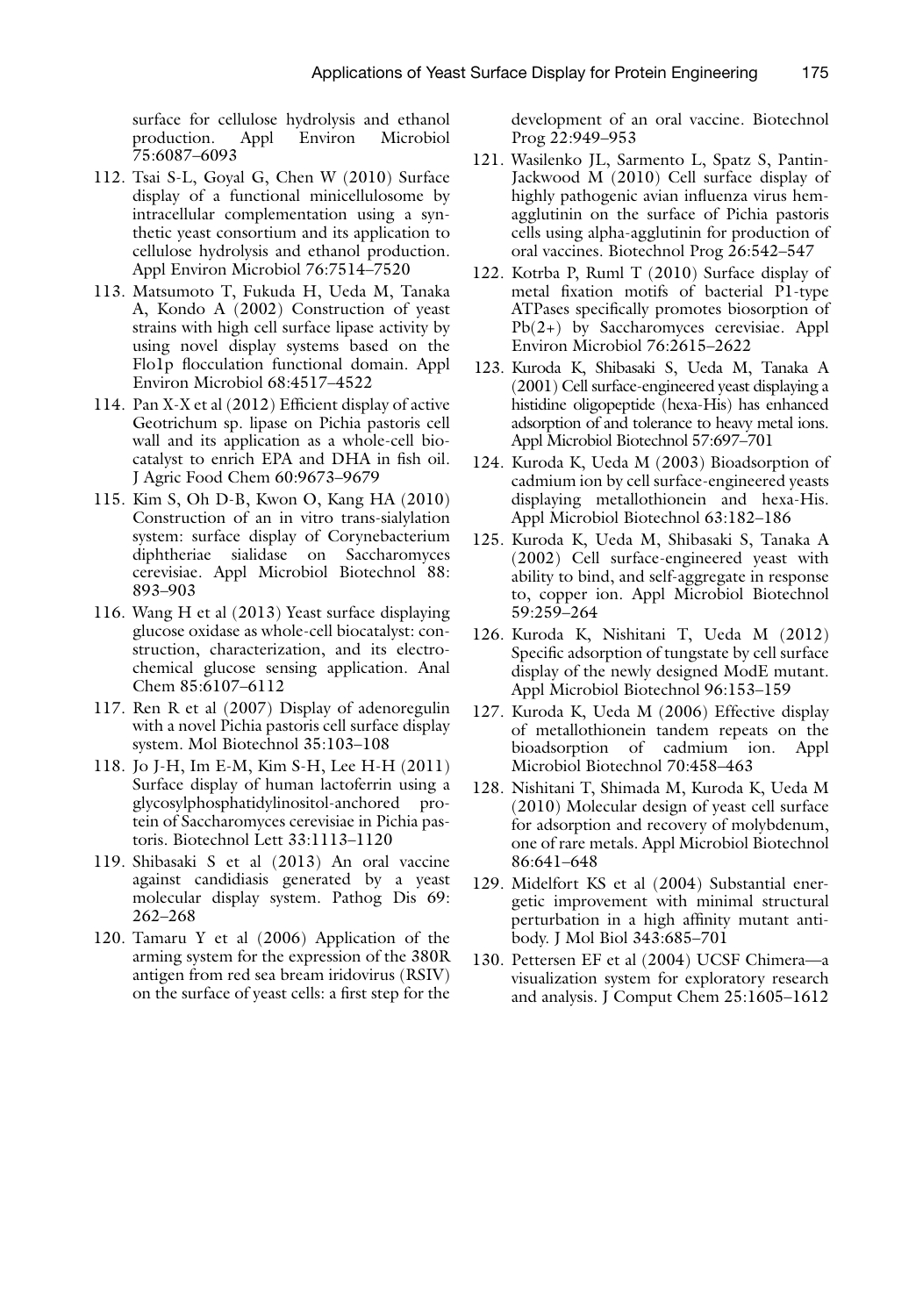surface for cellulose hydrolysis and ethanol production. Appl Environ Microbiol 75:6087–6093

112. Tsai S-L, Goyal G, Chen W (2010) Surface display of a functional minicellulosome by intracellular complementation using a synthetic yeast consortium and its application to cellulose hydrolysis and ethanol production. Appl Environ Microbiol 76:7514–7520
113. Matsumoto T, Fukuda H, Ueda M, Tanaka A, Kondo A (2002) Construction of yeast strains with high cell surface lipase activity by using novel display systems based on the Flo1p flocculation functional domain. Appl Environ Microbiol 68:4517–4522
114. Pan X-X et al (2012) Efficient display of active Geotrichum sp. lipase on Pichia pastoris cell wall and its application as a whole-cell biocatalyst to enrich EPA and DHA in fish oil. J Agric Food Chem 60:9673–9679
115. Kim S, Oh D-B, Kwon O, Kang HA (2010) Construction of an in vitro trans-sialylation system: surface display of Corynebacterium diphtheriae sialidase on Saccharomyces cerevisiae. Appl Microbiol Biotechnol 88: 893–903
116. Wang H et al (2013) Yeast surface displaying glucose oxidase as whole-cell biocatalyst: construction, characterization, and its electrochemical glucose sensing application. Anal Chem 85:6107–6112
117. Ren R et al (2007) Display of adenoregulin with a novel Pichia pastoris cell surface display system. Mol Biotechnol 35:103–108
118. Jo J-H, Im E-M, Kim S-H, Lee H-H (2011) Surface display of human lactoferrin using a glycosylphosphatidylinositol-anchored protein of Saccharomyces cerevisiae in Pichia pastoris. Biotechnol Lett 33:1113–1120
119. Shibasaki S et al (2013) An oral vaccine against candidiasis generated by a yeast molecular display system. Pathog Dis 69: 262–268
120. Tamaru Y et al (2006) Application of the arming system for the expression of the 380R antigen from red sea bream iridovirus (RSIV) on the surface of yeast cells: a first step for the development of an oral vaccine. Biotechnol Prog 22:949–953
121. Wasilenko JL, Sarmento L, Spatz S, Pantin-Jackwood M (2010) Cell surface display of highly pathogenic avian influenza virus hemagglutinin on the surface of Pichia pastoris cells using alpha-agglutinin for production of oral vaccines. Biotechnol Prog 26:542–547
122. Kotrba P, Ruml T (2010) Surface display of metal fixation motifs of bacterial P1-type ATPases specifically promotes biosorption of $Pb(2+)$ by Saccharomyces cerevisiae. Appl Environ Microbiol 76:2615–2622
123. Kuroda K, Shibasaki S, Ueda M, Tanaka A (2001) Cell surface-engineered yeast displaying a histidine oligopeptide (hexa-His) has enhanced adsorption of and tolerance to heavy metal ions. Appl Microbiol Biotechnol 57:697–701
124. Kuroda K, Ueda M (2003) Bioadsorption of cadmium ion by cell surface-engineered yeasts displaying metallothionein and hexa-His. Appl Microbiol Biotechnol 63:182–186
125. Kuroda K, Ueda M, Shibasaki S, Tanaka A (2002) Cell surface-engineered yeast with ability to bind, and self-aggregate in response to, copper ion. Appl Microbiol Biotechnol 59:259–264
126. Kuroda K, Nishitani T, Ueda M (2012) Specific adsorption of tungstate by cell surface display of the newly designed ModE mutant. Appl Microbiol Biotechnol 96:153–159
127. Kuroda K, Ueda M (2006) Effective display of metallothionein tandem repeats on the bioadsorption of cadmium ion. Appl Microbiol Biotechnol 70:458–463
128. Nishitani T, Shimada M, Kuroda K, Ueda M (2010) Molecular design of yeast cell surface for adsorption and recovery of molybdenum, one of rare metals. Appl Microbiol Biotechnol 86:641–648
129. Midelfort KS et al (2004) Substantial energetic improvement with minimal structural perturbation in a high affinity mutant antibody. J Mol Biol 343:685–701
130. Pettersen EF et al (2004) UCSF Chimera—a visualization system for exploratory research and analysis. J Comput Chem 25:1605–1612